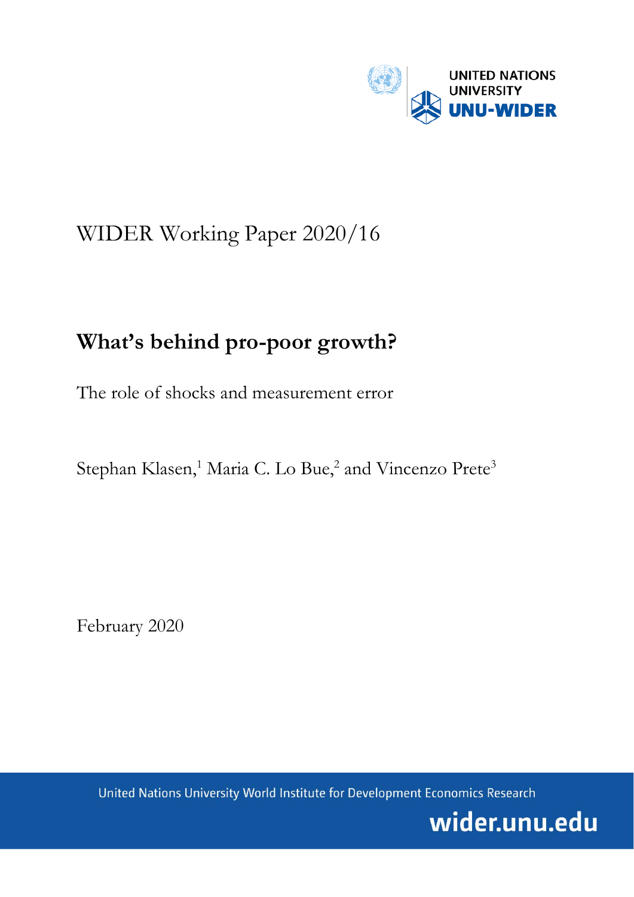UNITED NATIONS UNIVERSITY
UNU-WIDER

WIDER Working Paper 2020/16

# What's behind pro-poor growth?

The role of shocks and measurement error

Stephan Klasen,[1] Maria C. Lo Bue,[2] and Vincenzo Prete[3]

February 2020

United Nations University World Institute for Development Economics Research

wider.unu.edu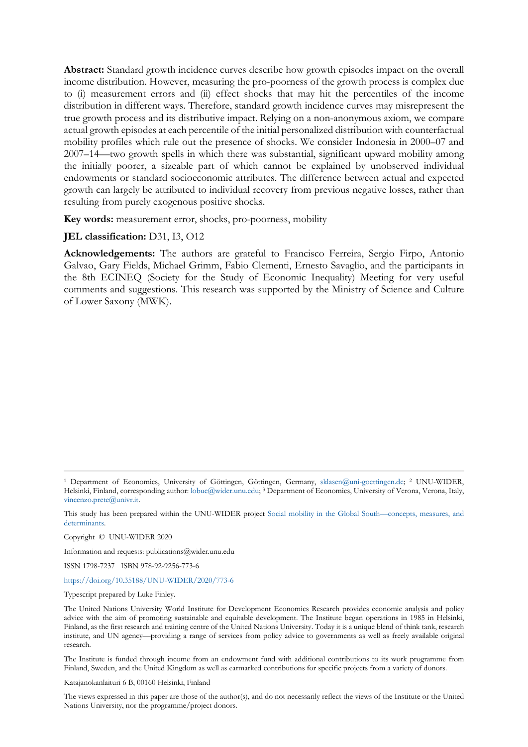**Abstract:** Standard growth incidence curves describe how growth episodes impact on the overall income distribution. However, measuring the pro-poorness of the growth process is complex due to (i) measurement errors and (ii) effect shocks that may hit the percentiles of the income distribution in different ways. Therefore, standard growth incidence curves may misrepresent the true growth process and its distributive impact. Relying on a non-anonymous axiom, we compare actual growth episodes at each percentile of the initial personalized distribution with counterfactual mobility profiles which rule out the presence of shocks. We consider Indonesia in 2000–07 and 2007–14—two growth spells in which there was substantial, significant upward mobility among the initially poorer, a sizeable part of which cannot be explained by unobserved individual endowments or standard socioeconomic attributes. The difference between actual and expected growth can largely be attributed to individual recovery from previous negative losses, rather than resulting from purely exogenous positive shocks.

**Key words:** measurement error, shocks, pro-poorness, mobility

**JEL classification:** D31, I3, O12

**Acknowledgements:** The authors are grateful to Francisco Ferreira, Sergio Firpo, Antonio Galvao, Gary Fields, Michael Grimm, Fabio Clementi, Ernesto Savaglio, and the participants in the 8th ECINEQ (Society for the Study of Economic Inequality) Meeting for very useful comments and suggestions. This research was supported by the Ministry of Science and Culture of Lower Saxony (MWK).

---

[1] Department of Economics, University of Göttingen, Göttingen, Germany, sklasen@uni-goettingen.de; [2] UNU-WIDER, Helsinki, Finland, corresponding author: lobue@wider.unu.edu; [3] Department of Economics, University of Verona, Verona, Italy, vincenzo.prete@univr.it.

This study has been prepared within the UNU-WIDER project Social mobility in the Global South—concepts, measures, and determinants.

Copyright © UNU-WIDER 2020

Information and requests: publications@wider.unu.edu

ISSN 1798-7237 ISBN 978-92-9256-773-6

https://doi.org/10.35188/UNU-WIDER/2020/773-6

Typescript prepared by Luke Finley.

The United Nations University World Institute for Development Economics Research provides economic analysis and policy advice with the aim of promoting sustainable and equitable development. The Institute began operations in 1985 in Helsinki, Finland, as the first research and training centre of the United Nations University. Today it is a unique blend of think tank, research institute, and UN agency—providing a range of services from policy advice to governments as well as freely available original research.

The Institute is funded through income from an endowment fund with additional contributions to its work programme from Finland, Sweden, and the United Kingdom as well as earmarked contributions for specific projects from a variety of donors.

Katajanokanlaituri 6 B, 00160 Helsinki, Finland

The views expressed in this paper are those of the author(s), and do not necessarily reflect the views of the Institute or the United Nations University, nor the programme/project donors.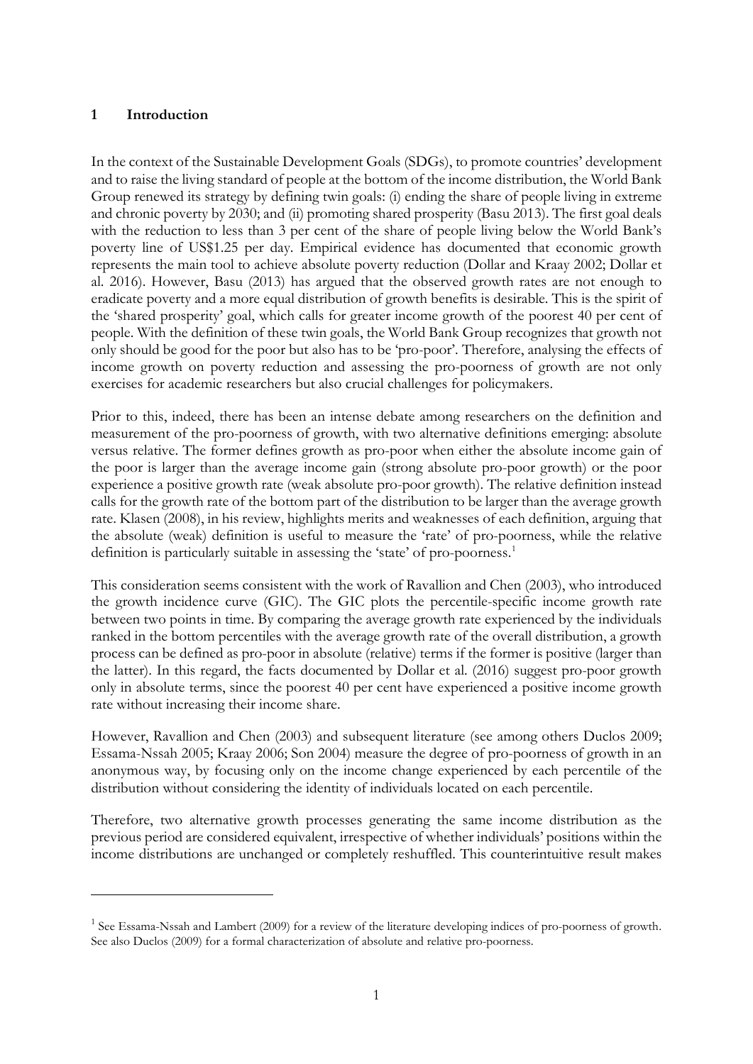## 1 Introduction

In the context of the Sustainable Development Goals (SDGs), to promote countries' development and to raise the living standard of people at the bottom of the income distribution, the World Bank Group renewed its strategy by defining twin goals: (i) ending the share of people living in extreme and chronic poverty by 2030; and (ii) promoting shared prosperity (Basu 2013). The first goal deals with the reduction to less than 3 per cent of the share of people living below the World Bank's poverty line of US$1.25 per day. Empirical evidence has documented that economic growth represents the main tool to achieve absolute poverty reduction (Dollar and Kraay 2002; Dollar et al. 2016). However, Basu (2013) has argued that the observed growth rates are not enough to eradicate poverty and a more equal distribution of growth benefits is desirable. This is the spirit of the 'shared prosperity' goal, which calls for greater income growth of the poorest 40 per cent of people. With the definition of these twin goals, the World Bank Group recognizes that growth not only should be good for the poor but also has to be 'pro-poor'. Therefore, analysing the effects of income growth on poverty reduction and assessing the pro-poorness of growth are not only exercises for academic researchers but also crucial challenges for policymakers.

Prior to this, indeed, there has been an intense debate among researchers on the definition and measurement of the pro-poorness of growth, with two alternative definitions emerging: absolute versus relative. The former defines growth as pro-poor when either the absolute income gain of the poor is larger than the average income gain (strong absolute pro-poor growth) or the poor experience a positive growth rate (weak absolute pro-poor growth). The relative definition instead calls for the growth rate of the bottom part of the distribution to be larger than the average growth rate. Klasen (2008), in his review, highlights merits and weaknesses of each definition, arguing that the absolute (weak) definition is useful to measure the 'rate' of pro-poorness, while the relative definition is particularly suitable in assessing the 'state' of pro-poorness.[1]

This consideration seems consistent with the work of Ravallion and Chen (2003), who introduced the growth incidence curve (GIC). The GIC plots the percentile-specific income growth rate between two points in time. By comparing the average growth rate experienced by the individuals ranked in the bottom percentiles with the average growth rate of the overall distribution, a growth process can be defined as pro-poor in absolute (relative) terms if the former is positive (larger than the latter). In this regard, the facts documented by Dollar et al. (2016) suggest pro-poor growth only in absolute terms, since the poorest 40 per cent have experienced a positive income growth rate without increasing their income share.

However, Ravallion and Chen (2003) and subsequent literature (see among others Duclos 2009; Essama-Nssah 2005; Kraay 2006; Son 2004) measure the degree of pro-poorness of growth in an anonymous way, by focusing only on the income change experienced by each percentile of the distribution without considering the identity of individuals located on each percentile.

Therefore, two alternative growth processes generating the same income distribution as the previous period are considered equivalent, irrespective of whether individuals' positions within the income distributions are unchanged or completely reshuffled. This counterintuitive result makes

[1] See Essama-Nssah and Lambert (2009) for a review of the literature developing indices of pro-poorness of growth. See also Duclos (2009) for a formal characterization of absolute and relative pro-poorness.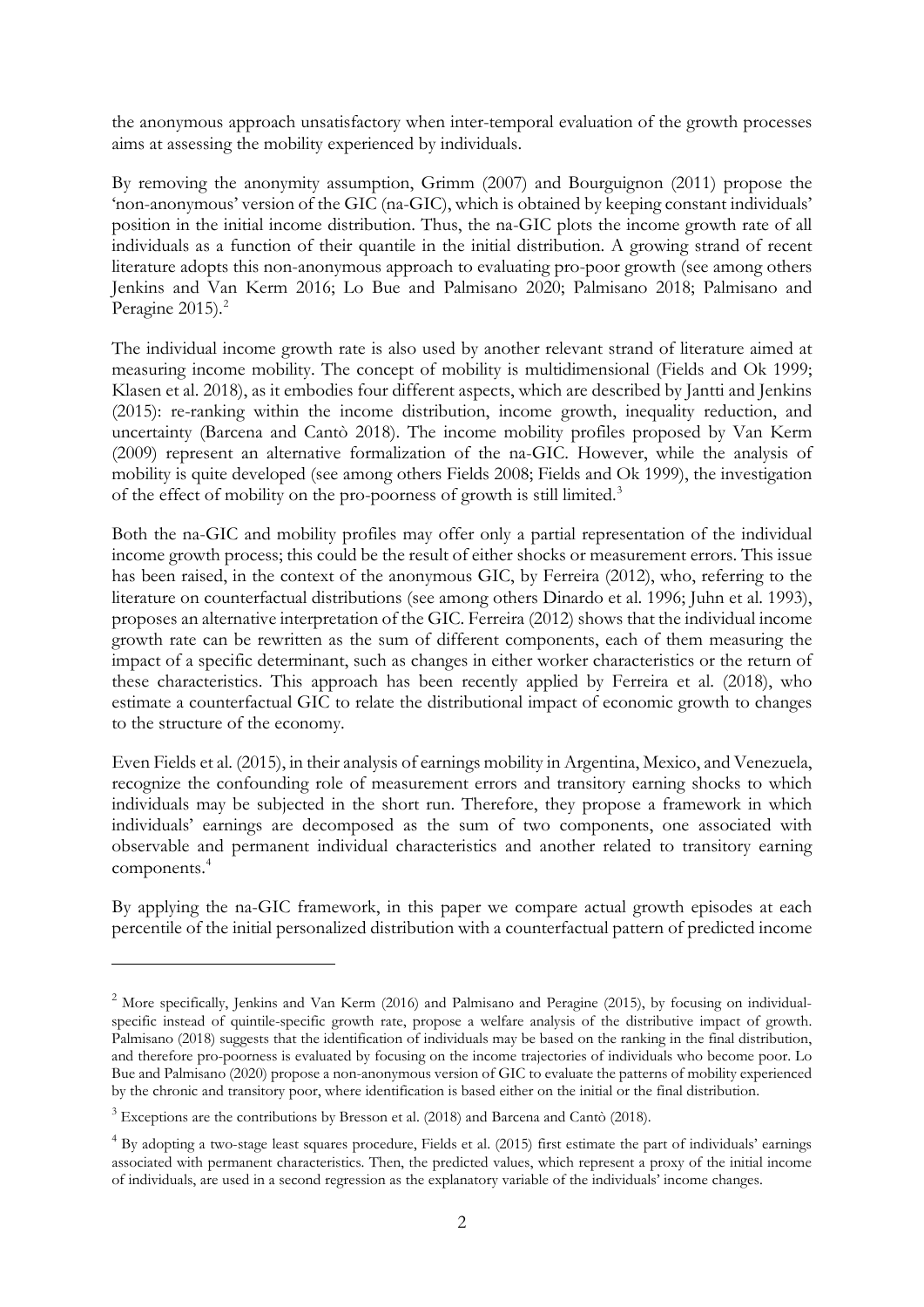the anonymous approach unsatisfactory when inter-temporal evaluation of the growth processes aims at assessing the mobility experienced by individuals.

By removing the anonymity assumption, Grimm (2007) and Bourguignon (2011) propose the 'non-anonymous' version of the GIC (na-GIC), which is obtained by keeping constant individuals' position in the initial income distribution. Thus, the na-GIC plots the income growth rate of all individuals as a function of their quantile in the initial distribution. A growing strand of recent literature adopts this non-anonymous approach to evaluating pro-poor growth (see among others Jenkins and Van Kerm 2016; Lo Bue and Palmisano 2020; Palmisano 2018; Palmisano and Peragine 2015).[2]

The individual income growth rate is also used by another relevant strand of literature aimed at measuring income mobility. The concept of mobility is multidimensional (Fields and Ok 1999; Klasen et al. 2018), as it embodies four different aspects, which are described by Jantti and Jenkins (2015): re-ranking within the income distribution, income growth, inequality reduction, and uncertainty (Barcena and Cantò 2018). The income mobility profiles proposed by Van Kerm (2009) represent an alternative formalization of the na-GIC. However, while the analysis of mobility is quite developed (see among others Fields 2008; Fields and Ok 1999), the investigation of the effect of mobility on the pro-poorness of growth is still limited.[3]

Both the na-GIC and mobility profiles may offer only a partial representation of the individual income growth process; this could be the result of either shocks or measurement errors. This issue has been raised, in the context of the anonymous GIC, by Ferreira (2012), who, referring to the literature on counterfactual distributions (see among others Dinardo et al. 1996; Juhn et al. 1993), proposes an alternative interpretation of the GIC. Ferreira (2012) shows that the individual income growth rate can be rewritten as the sum of different components, each of them measuring the impact of a specific determinant, such as changes in either worker characteristics or the return of these characteristics. This approach has been recently applied by Ferreira et al. (2018), who estimate a counterfactual GIC to relate the distributional impact of economic growth to changes to the structure of the economy.

Even Fields et al. (2015), in their analysis of earnings mobility in Argentina, Mexico, and Venezuela, recognize the confounding role of measurement errors and transitory earning shocks to which individuals may be subjected in the short run. Therefore, they propose a framework in which individuals' earnings are decomposed as the sum of two components, one associated with observable and permanent individual characteristics and another related to transitory earning components.[4]

By applying the na-GIC framework, in this paper we compare actual growth episodes at each percentile of the initial personalized distribution with a counterfactual pattern of predicted income

---

[2] More specifically, Jenkins and Van Kerm (2016) and Palmisano and Peragine (2015), by focusing on individual-specific instead of quintile-specific growth rate, propose a welfare analysis of the distributive impact of growth. Palmisano (2018) suggests that the identification of individuals may be based on the ranking in the final distribution, and therefore pro-poorness is evaluated by focusing on the income trajectories of individuals who become poor. Lo Bue and Palmisano (2020) propose a non-anonymous version of GIC to evaluate the patterns of mobility experienced by the chronic and transitory poor, where identification is based either on the initial or the final distribution.

[3] Exceptions are the contributions by Bresson et al. (2018) and Barcena and Cantò (2018).

[4] By adopting a two-stage least squares procedure, Fields et al. (2015) first estimate the part of individuals' earnings associated with permanent characteristics. Then, the predicted values, which represent a proxy of the initial income of individuals, are used in a second regression as the explanatory variable of the individuals' income changes.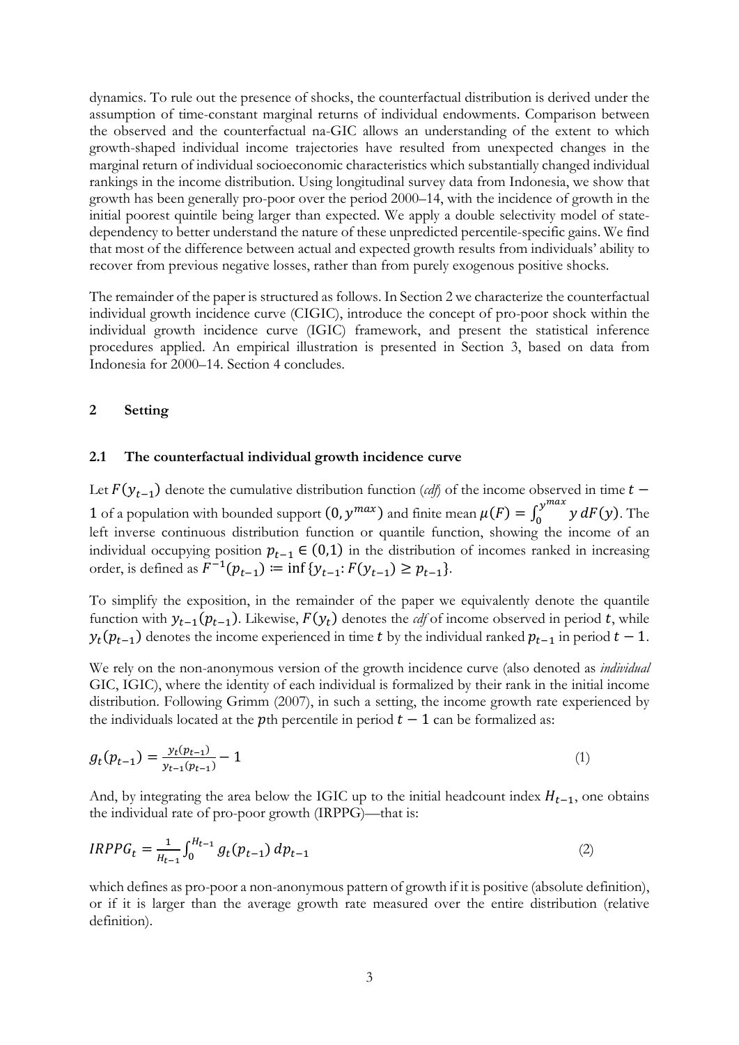dynamics. To rule out the presence of shocks, the counterfactual distribution is derived under the assumption of time-constant marginal returns of individual endowments. Comparison between the observed and the counterfactual na-GIC allows an understanding of the extent to which growth-shaped individual income trajectories have resulted from unexpected changes in the marginal return of individual socioeconomic characteristics which substantially changed individual rankings in the income distribution. Using longitudinal survey data from Indonesia, we show that growth has been generally pro-poor over the period 2000–14, with the incidence of growth in the initial poorest quintile being larger than expected. We apply a double selectivity model of state-dependency to better understand the nature of these unpredicted percentile-specific gains. We find that most of the difference between actual and expected growth results from individuals' ability to recover from previous negative losses, rather than from purely exogenous positive shocks.

The remainder of the paper is structured as follows. In Section 2 we characterize the counterfactual individual growth incidence curve (CIGIC), introduce the concept of pro-poor shock within the individual growth incidence curve (IGIC) framework, and present the statistical inference procedures applied. An empirical illustration is presented in Section 3, based on data from Indonesia for 2000–14. Section 4 concludes.

## 2 Setting

### 2.1 The counterfactual individual growth incidence curve

Let $F(y_{t-1})$ denote the cumulative distribution function (*cdf*) of the income observed in time $t-1$ of a population with bounded support $(0, y^{max})$ and finite mean $\mu(F) = \int_0^{y^{max}} y\, dF(y)$. The left inverse continuous distribution function or quantile function, showing the income of an individual occupying position $p_{t-1} \in (0,1)$ in the distribution of incomes ranked in increasing order, is defined as $F^{-1}(p_{t-1}) := \inf\{y_{t-1}: F(y_{t-1}) \geq p_{t-1}\}$.

To simplify the exposition, in the remainder of the paper we equivalently denote the quantile function with $y_{t-1}(p_{t-1})$. Likewise, $F(y_t)$ denotes the *cdf* of income observed in period $t$, while $y_t(p_{t-1})$ denotes the income experienced in time $t$ by the individual ranked $p_{t-1}$ in period $t-1$.

We rely on the non-anonymous version of the growth incidence curve (also denoted as *individual* GIC, IGIC), where the identity of each individual is formalized by their rank in the initial income distribution. Following Grimm (2007), in such a setting, the income growth rate experienced by the individuals located at the $p$th percentile in period $t-1$ can be formalized as:

$$g_t(p_{t-1}) = \frac{y_t(p_{t-1})}{y_{t-1}(p_{t-1})} - 1 \tag{1}$$

And, by integrating the area below the IGIC up to the initial headcount index $H_{t-1}$, one obtains the individual rate of pro-poor growth (IRPPG)—that is:

$$IRPPG_t = \frac{1}{H_{t-1}} \int_0^{H_{t-1}} g_t(p_{t-1})\, dp_{t-1} \tag{2}$$

which defines as pro-poor a non-anonymous pattern of growth if it is positive (absolute definition), or if it is larger than the average growth rate measured over the entire distribution (relative definition).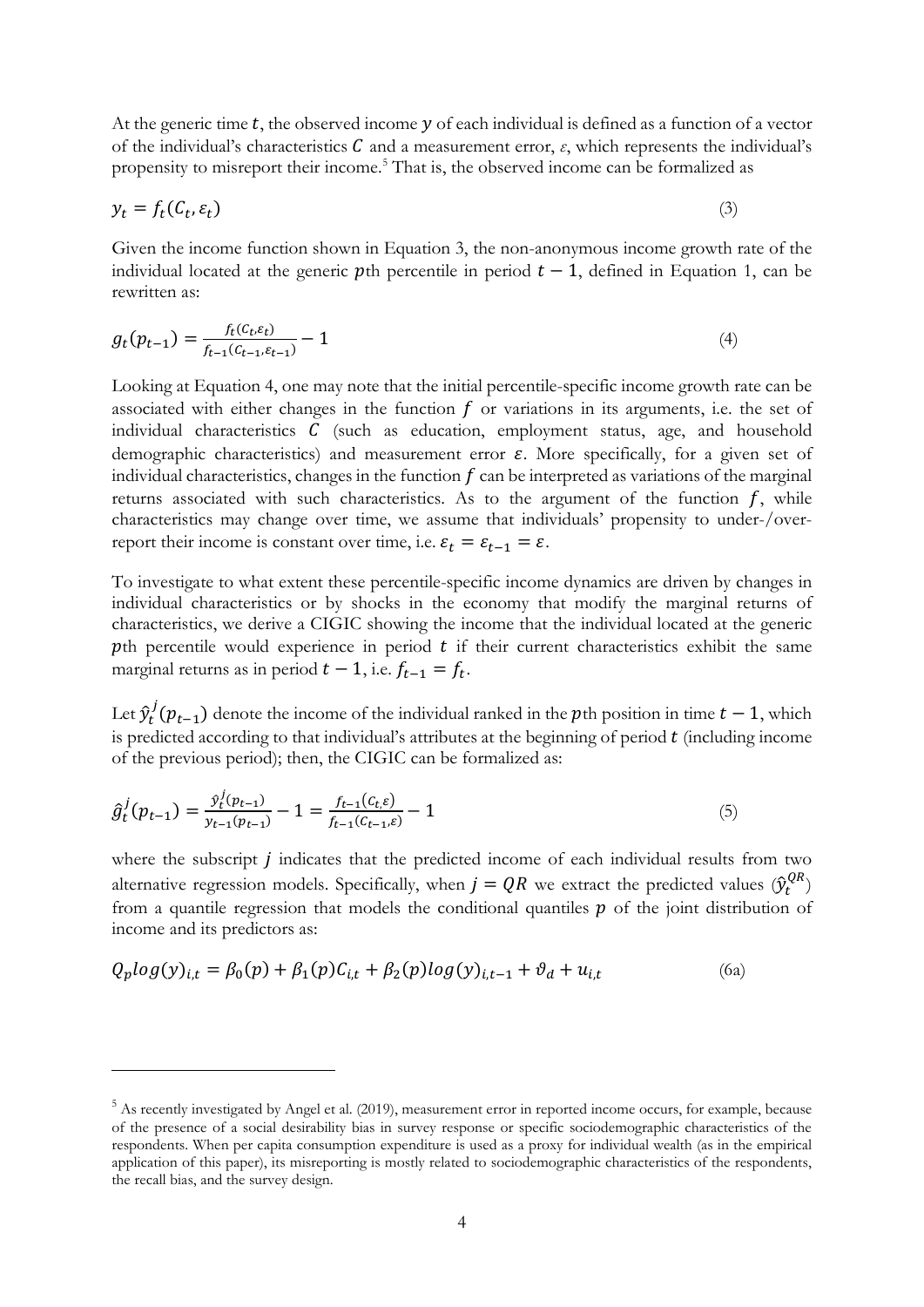At the generic time $t$, the observed income $y$ of each individual is defined as a function of a vector of the individual's characteristics $C$ and a measurement error, $\varepsilon$, which represents the individual's propensity to misreport their income.[5] That is, the observed income can be formalized as

$$y_t = f_t(C_t, \varepsilon_t) \tag{3}$$

Given the income function shown in Equation 3, the non-anonymous income growth rate of the individual located at the generic $p$th percentile in period $t-1$, defined in Equation 1, can be rewritten as:

$$g_t(p_{t-1}) = \frac{f_t(C_t,\varepsilon_t)}{f_{t-1}(C_{t-1},\varepsilon_{t-1})} - 1 \tag{4}$$

Looking at Equation 4, one may note that the initial percentile-specific income growth rate can be associated with either changes in the function $f$ or variations in its arguments, i.e. the set of individual characteristics $C$ (such as education, employment status, age, and household demographic characteristics) and measurement error $\varepsilon$. More specifically, for a given set of individual characteristics, changes in the function $f$ can be interpreted as variations of the marginal returns associated with such characteristics. As to the argument of the function $f$, while characteristics may change over time, we assume that individuals' propensity to under-/over-report their income is constant over time, i.e. $\varepsilon_t = \varepsilon_{t-1} = \varepsilon$.

To investigate to what extent these percentile-specific income dynamics are driven by changes in individual characteristics or by shocks in the economy that modify the marginal returns of characteristics, we derive a CIGIC showing the income that the individual located at the generic $p$th percentile would experience in period $t$ if their current characteristics exhibit the same marginal returns as in period $t-1$, i.e. $f_{t-1} = f_t$.

Let $\hat{y}_t^j(p_{t-1})$ denote the income of the individual ranked in the $p$th position in time $t-1$, which is predicted according to that individual's attributes at the beginning of period $t$ (including income of the previous period); then, the CIGIC can be formalized as:

$$\hat{g}_t^j(p_{t-1}) = \frac{\hat{y}_t^j(p_{t-1})}{y_{t-1}(p_{t-1})} - 1 = \frac{f_{t-1}(C_t,\varepsilon)}{f_{t-1}(C_{t-1},\varepsilon)} - 1 \tag{5}$$

where the subscript $j$ indicates that the predicted income of each individual results from two alternative regression models. Specifically, when $j = QR$ we extract the predicted values ($\hat{y}_t^{QR}$) from a quantile regression that models the conditional quantiles $p$ of the joint distribution of income and its predictors as:

$$Q_p log(y)_{i,t} = \beta_0(p) + \beta_1(p)C_{i,t} + \beta_2(p)log(y)_{i,t-1} + \vartheta_d + u_{i,t} \tag{6a}$$

[5] As recently investigated by Angel et al. (2019), measurement error in reported income occurs, for example, because of the presence of a social desirability bias in survey response or specific sociodemographic characteristics of the respondents. When per capita consumption expenditure is used as a proxy for individual wealth (as in the empirical application of this paper), its misreporting is mostly related to sociodemographic characteristics of the respondents, the recall bias, and the survey design.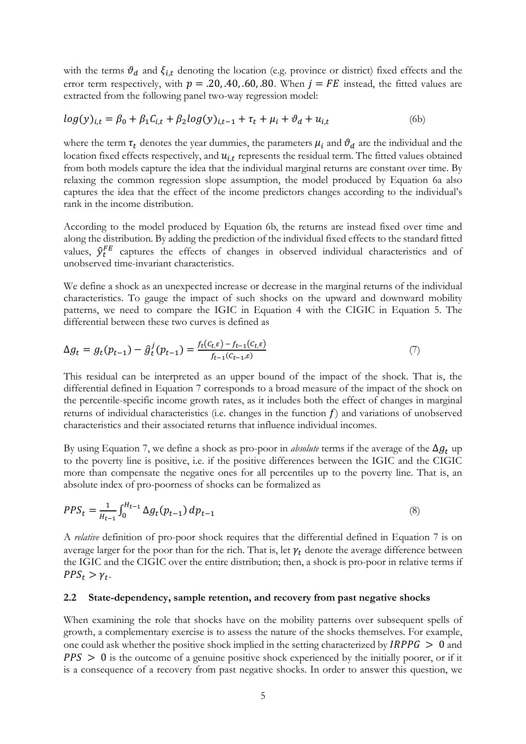with the terms $\vartheta_d$ and $\xi_{i,t}$ denoting the location (e.g. province or district) fixed effects and the error term respectively, with $p = .20, .40, .60, .80$. When $j = FE$ instead, the fitted values are extracted from the following panel two-way regression model:

$$log(y)_{i,t} = \beta_0 + \beta_1 C_{i,t} + \beta_2 log(y)_{i,t-1} + \tau_t + \mu_i + \vartheta_d + u_{i,t} \tag{6b}$$

where the term $\tau_t$ denotes the year dummies, the parameters $\mu_i$ and $\vartheta_d$ are the individual and the location fixed effects respectively, and $u_{i,t}$ represents the residual term. The fitted values obtained from both models capture the idea that the individual marginal returns are constant over time. By relaxing the common regression slope assumption, the model produced by Equation 6a also captures the idea that the effect of the income predictors changes according to the individual's rank in the income distribution.

According to the model produced by Equation 6b, the returns are instead fixed over time and along the distribution. By adding the prediction of the individual fixed effects to the standard fitted values, $\hat{y}_t^{FE}$ captures the effects of changes in observed individual characteristics and of unobserved time-invariant characteristics.

We define a shock as an unexpected increase or decrease in the marginal returns of the individual characteristics. To gauge the impact of such shocks on the upward and downward mobility patterns, we need to compare the IGIC in Equation 4 with the CIGIC in Equation 5. The differential between these two curves is defined as

$$\Delta g_t = g_t(p_{t-1}) - \hat{g}_t^j(p_{t-1}) = \frac{f_t(C_t,\varepsilon) - f_{t-1}(C_t,\varepsilon)}{f_{t-1}(C_{t-1},\varepsilon)} \tag{7}$$

This residual can be interpreted as an upper bound of the impact of the shock. That is, the differential defined in Equation 7 corresponds to a broad measure of the impact of the shock on the percentile-specific income growth rates, as it includes both the effect of changes in marginal returns of individual characteristics (i.e. changes in the function $f$) and variations of unobserved characteristics and their associated returns that influence individual incomes.

By using Equation 7, we define a shock as pro-poor in *absolute* terms if the average of the $\Delta g_t$ up to the poverty line is positive, i.e. if the positive differences between the IGIC and the CIGIC more than compensate the negative ones for all percentiles up to the poverty line. That is, an absolute index of pro-poorness of shocks can be formalized as

$$PPS_t = \frac{1}{H_{t-1}} \int_0^{H_{t-1}} \Delta g_t(p_{t-1})\, dp_{t-1} \tag{8}$$

A *relative* definition of pro-poor shock requires that the differential defined in Equation 7 is on average larger for the poor than for the rich. That is, let $\gamma_t$ denote the average difference between the IGIC and the CIGIC over the entire distribution; then, a shock is pro-poor in relative terms if $PPS_t > \gamma_t$.

### 2.2 State-dependency, sample retention, and recovery from past negative shocks

When examining the role that shocks have on the mobility patterns over subsequent spells of growth, a complementary exercise is to assess the nature of the shocks themselves. For example, one could ask whether the positive shock implied in the setting characterized by $IRPPG > 0$ and $PPS > 0$ is the outcome of a genuine positive shock experienced by the initially poorer, or if it is a consequence of a recovery from past negative shocks. In order to answer this question, we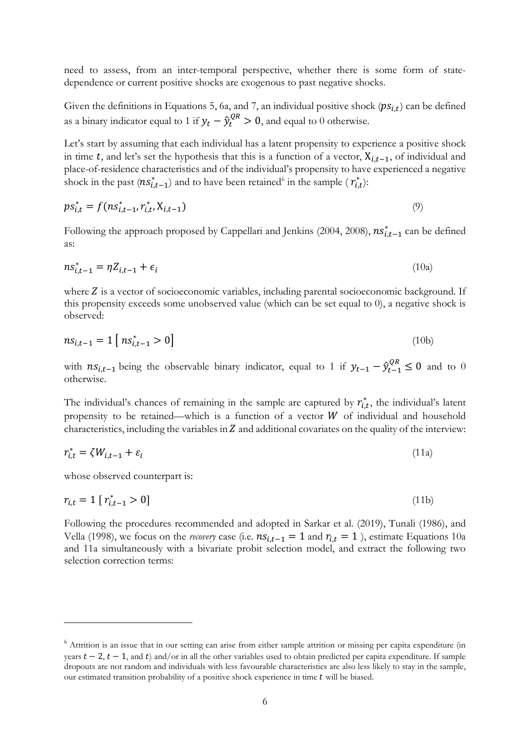need to assess, from an inter-temporal perspective, whether there is some form of state-dependence or current positive shocks are exogenous to past negative shocks.

Given the definitions in Equations 5, 6a, and 7, an individual positive shock ($ps_{i,t}$) can be defined as a binary indicator equal to 1 if $y_t - \hat{y}_t^{QR} > 0$, and equal to 0 otherwise.

Let's start by assuming that each individual has a latent propensity to experience a positive shock in time $t$, and let's set the hypothesis that this is a function of a vector, $X_{i,t-1}$, of individual and place-of-residence characteristics and of the individual's propensity to have experienced a negative shock in the past ($ns^*_{i,t-1}$) and to have been retained[6] in the sample ($r^*_{i,t}$):

$$ps^*_{i,t} = f(ns^*_{i,t-1}, r^*_{i,t}, X_{i,t-1}) \tag{9}$$

Following the approach proposed by Cappellari and Jenkins (2004, 2008), $ns^*_{i,t-1}$ can be defined as:

$$ns^*_{i,t-1} = \eta Z_{i,t-1} + \epsilon_i \tag{10a}$$

where $Z$ is a vector of socioeconomic variables, including parental socioeconomic background. If this propensity exceeds some unobserved value (which can be set equal to 0), a negative shock is observed:

$$ns_{i,t-1} = 1\left[\, ns^*_{i,t-1} > 0\right] \tag{10b}$$

with $ns_{i,t-1}$ being the observable binary indicator, equal to 1 if $y_{t-1} - \hat{y}_{t-1}^{QR} \leq 0$ and to 0 otherwise.

The individual's chances of remaining in the sample are captured by $r^*_{i,t}$, the individual's latent propensity to be retained—which is a function of a vector $W$ of individual and household characteristics, including the variables in $Z$ and additional covariates on the quality of the interview:

$$r^*_{i,t} = \zeta W_{i,t-1} + \varepsilon_i \tag{11a}$$

whose observed counterpart is:

$$r_{i,t} = 1\left[\, r^*_{i,t-1} > 0\right] \tag{11b}$$

Following the procedures recommended and adopted in Sarkar et al. (2019), Tunali (1986), and Vella (1998), we focus on the *recovery* case (i.e. $ns_{i,t-1} = 1$ and $r_{i,t} = 1$ ), estimate Equations 10a and 11a simultaneously with a bivariate probit selection model, and extract the following two selection correction terms:

[6] Attrition is an issue that in our setting can arise from either sample attrition or missing per capita expenditure (in years $t-2$, $t-1$, and $t$) and/or in all the other variables used to obtain predicted per capita expenditure. If sample dropouts are not random and individuals with less favourable characteristics are also less likely to stay in the sample, our estimated transition probability of a positive shock experience in time $t$ will be biased.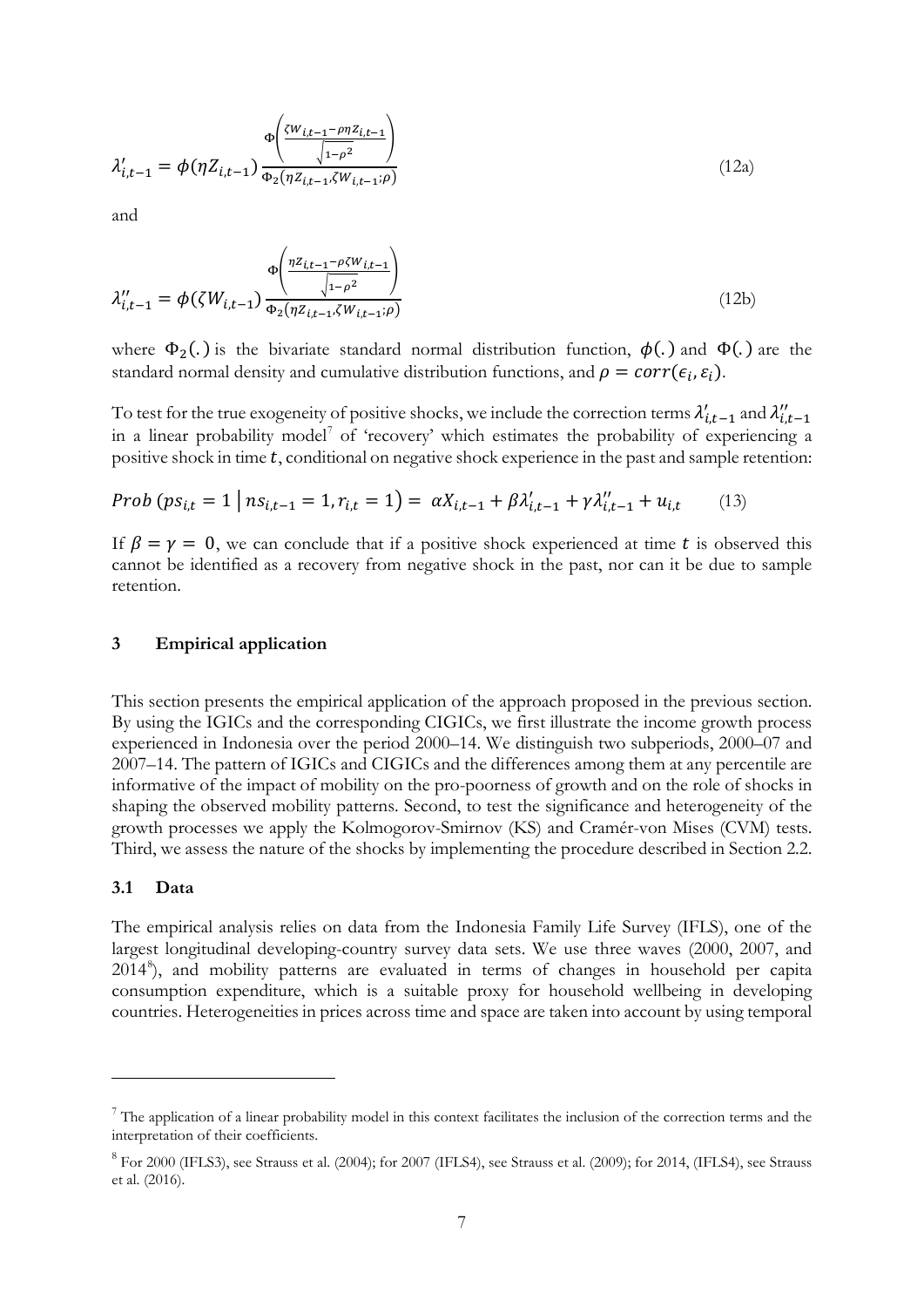$$\lambda'_{i,t-1} = \phi(\eta Z_{i,t-1}) \frac{\Phi\left(\frac{\zeta W_{i,t-1} - \rho\eta Z_{i,t-1}}{\sqrt{1-\rho^2}}\right)}{\Phi_2(\eta Z_{i,t-1}, \zeta W_{i,t-1}; \rho)} \tag{12a}$$

and

$$\lambda''_{i,t-1} = \phi(\zeta W_{i,t-1}) \frac{\Phi\left(\frac{\eta Z_{i,t-1} - \rho\zeta W_{i,t-1}}{\sqrt{1-\rho^2}}\right)}{\Phi_2(\eta Z_{i,t-1}, \zeta W_{i,t-1}; \rho)} \tag{12b}$$

where $\Phi_2(.)$ is the bivariate standard normal distribution function, $\phi(.)$ and $\Phi(.)$ are the standard normal density and cumulative distribution functions, and $\rho = corr(\epsilon_i, \varepsilon_i)$.

To test for the true exogeneity of positive shocks, we include the correction terms $\lambda'_{i,t-1}$ and $\lambda''_{i,t-1}$ in a linear probability model[7] of 'recovery' which estimates the probability of experiencing a positive shock in time $t$, conditional on negative shock experience in the past and sample retention:

$$Prob\,(ps_{i,t} = 1 \mid ns_{i,t-1} = 1, r_{i,t} = 1) = \alpha X_{i,t-1} + \beta\lambda'_{i,t-1} + \gamma\lambda''_{i,t-1} + u_{i,t} \tag{13}$$

If $\beta = \gamma = 0$, we can conclude that if a positive shock experienced at time $t$ is observed this cannot be identified as a recovery from negative shock in the past, nor can it be due to sample retention.

## 3 Empirical application

This section presents the empirical application of the approach proposed in the previous section. By using the IGICs and the corresponding CIGICs, we first illustrate the income growth process experienced in Indonesia over the period 2000–14. We distinguish two subperiods, 2000–07 and 2007–14. The pattern of IGICs and CIGICs and the differences among them at any percentile are informative of the impact of mobility on the pro-poorness of growth and on the role of shocks in shaping the observed mobility patterns. Second, to test the significance and heterogeneity of the growth processes we apply the Kolmogorov-Smirnov (KS) and Cramér-von Mises (CVM) tests. Third, we assess the nature of the shocks by implementing the procedure described in Section 2.2.

### 3.1 Data

The empirical analysis relies on data from the Indonesia Family Life Survey (IFLS), one of the largest longitudinal developing-country survey data sets. We use three waves (2000, 2007, and 2014[8]), and mobility patterns are evaluated in terms of changes in household per capita consumption expenditure, which is a suitable proxy for household wellbeing in developing countries. Heterogeneities in prices across time and space are taken into account by using temporal

---

[7] The application of a linear probability model in this context facilitates the inclusion of the correction terms and the interpretation of their coefficients.

[8] For 2000 (IFLS3), see Strauss et al. (2004); for 2007 (IFLS4), see Strauss et al. (2009); for 2014, (IFLS4), see Strauss et al. (2016).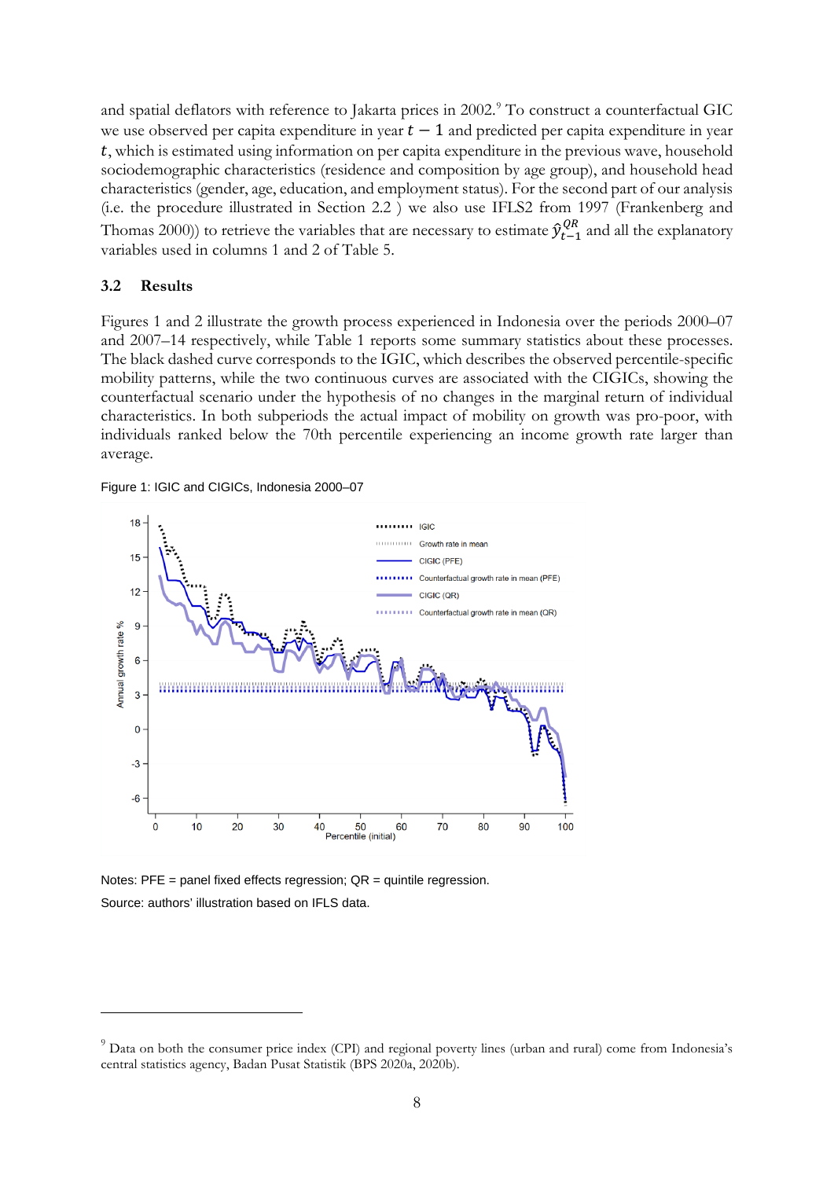and spatial deflators with reference to Jakarta prices in 2002.[9] To construct a counterfactual GIC we use observed per capita expenditure in year $t-1$ and predicted per capita expenditure in year $t$, which is estimated using information on per capita expenditure in the previous wave, household sociodemographic characteristics (residence and composition by age group), and household head characteristics (gender, age, education, and employment status). For the second part of our analysis (i.e. the procedure illustrated in Section 2.2 ) we also use IFLS2 from 1997 (Frankenberg and Thomas 2000)) to retrieve the variables that are necessary to estimate $\hat{y}_{t-1}^{QR}$ and all the explanatory variables used in columns 1 and 2 of Table 5.

### 3.2 Results

Figures 1 and 2 illustrate the growth process experienced in Indonesia over the periods 2000–07 and 2007–14 respectively, while Table 1 reports some summary statistics about these processes. The black dashed curve corresponds to the IGIC, which describes the observed percentile-specific mobility patterns, while the two continuous curves are associated with the CIGICs, showing the counterfactual scenario under the hypothesis of no changes in the marginal return of individual characteristics. In both subperiods the actual impact of mobility on growth was pro-poor, with individuals ranked below the 70th percentile experiencing an income growth rate larger than average.

Figure 1: IGIC and CIGICs, Indonesia 2000–07

IGIC
Growth rate in mean
CIGIC (PFE)
Counterfactual growth rate in mean (PFE)
CIGIC (QR)
Counterfactual growth rate in mean (QR)

Annual growth rate %
18
15
12
9
6
3
0
-3
-6

0 10 20 30 40 50 60 70 80 90 100
Percentile (initial)

Notes: PFE = panel fixed effects regression; QR = quintile regression.

Source: authors' illustration based on IFLS data.

[9] Data on both the consumer price index (CPI) and regional poverty lines (urban and rural) come from Indonesia's central statistics agency, Badan Pusat Statistik (BPS 2020a, 2020b).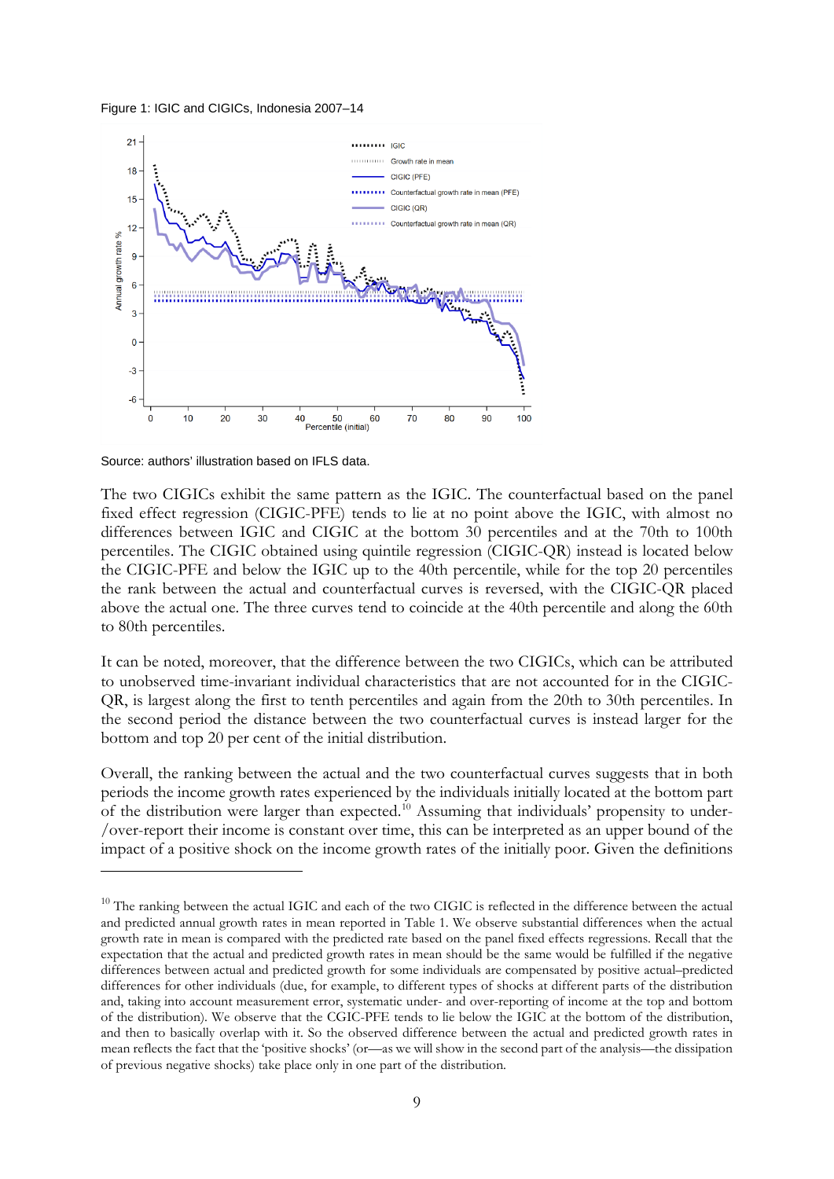Figure 1: IGIC and CIGICs, Indonesia 2007–14

IGIC
Growth rate in mean
CIGIC (PFE)
Counterfactual growth rate in mean (PFE)
CIGIC (QR)
Counterfactual growth rate in mean (QR)

Annual growth rate %

21
18
15
12
9
6
3
0
-3
-6

0 10 20 30 40 50 60 70 80 90 100
Percentile (initial)

Source: authors' illustration based on IFLS data.

The two CIGICs exhibit the same pattern as the IGIC. The counterfactual based on the panel fixed effect regression (CIGIC-PFE) tends to lie at no point above the IGIC, with almost no differences between IGIC and CIGIC at the bottom 30 percentiles and at the 70th to 100th percentiles. The CIGIC obtained using quintile regression (CIGIC-QR) instead is located below the CIGIC-PFE and below the IGIC up to the 40th percentile, while for the top 20 percentiles the rank between the actual and counterfactual curves is reversed, with the CIGIC-QR placed above the actual one. The three curves tend to coincide at the 40th percentile and along the 60th to 80th percentiles.

It can be noted, moreover, that the difference between the two CIGICs, which can be attributed to unobserved time-invariant individual characteristics that are not accounted for in the CIGIC-QR, is largest along the first to tenth percentiles and again from the 20th to 30th percentiles. In the second period the distance between the two counterfactual curves is instead larger for the bottom and top 20 per cent of the initial distribution.

Overall, the ranking between the actual and the two counterfactual curves suggests that in both periods the income growth rates experienced by the individuals initially located at the bottom part of the distribution were larger than expected.[10] Assuming that individuals' propensity to under-/over-report their income is constant over time, this can be interpreted as an upper bound of the impact of a positive shock on the income growth rates of the initially poor. Given the definitions

[10] The ranking between the actual IGIC and each of the two CIGIC is reflected in the difference between the actual and predicted annual growth rates in mean reported in Table 1. We observe substantial differences when the actual growth rate in mean is compared with the predicted rate based on the panel fixed effects regressions. Recall that the expectation that the actual and predicted growth rates in mean should be the same would be fulfilled if the negative differences between actual and predicted growth for some individuals are compensated by positive actual–predicted differences for other individuals (due, for example, to different types of shocks at different parts of the distribution and, taking into account measurement error, systematic under- and over-reporting of income at the top and bottom of the distribution). We observe that the CGIC-PFE tends to lie below the IGIC at the bottom of the distribution, and then to basically overlap with it. So the observed difference between the actual and predicted growth rates in mean reflects the fact that the 'positive shocks' (or—as we will show in the second part of the analysis—the dissipation of previous negative shocks) take place only in one part of the distribution.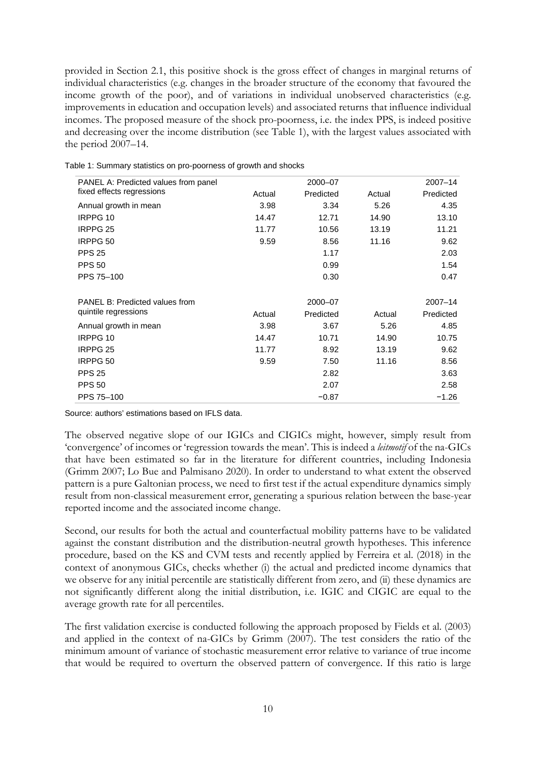provided in Section 2.1, this positive shock is the gross effect of changes in marginal returns of individual characteristics (e.g. changes in the broader structure of the economy that favoured the income growth of the poor), and of variations in individual unobserved characteristics (e.g. improvements in education and occupation levels) and associated returns that influence individual incomes. The proposed measure of the shock pro-poorness, i.e. the index PPS, is indeed positive and decreasing over the income distribution (see Table 1), with the largest values associated with the period 2007–14.

Table 1: Summary statistics on pro-poorness of growth and shocks

| PANEL A: Predicted values from panel fixed effects regressions | 2000–07 | | 2007–14 | |
|---|---|---|---|---|
| | Actual | Predicted | Actual | Predicted |
| Annual growth in mean | 3.98 | 3.34 | 5.26 | 4.35 |
| IRPPG 10 | 14.47 | 12.71 | 14.90 | 13.10 |
| IRPPG 25 | 11.77 | 10.56 | 13.19 | 11.21 |
| IRPPG 50 | 9.59 | 8.56 | 11.16 | 9.62 |
| PPS 25 | | 1.17 | | 2.03 |
| PPS 50 | | 0.99 | | 1.54 |
| PPS 75–100 | | 0.30 | | 0.47 |
| **PANEL B: Predicted values from quintile regressions** | **2000–07** | | **2007–14** | |
| | Actual | Predicted | Actual | Predicted |
| Annual growth in mean | 3.98 | 3.67 | 5.26 | 4.85 |
| IRPPG 10 | 14.47 | 10.71 | 14.90 | 10.75 |
| IRPPG 25 | 11.77 | 8.92 | 13.19 | 9.62 |
| IRPPG 50 | 9.59 | 7.50 | 11.16 | 8.56 |
| PPS 25 | | 2.82 | | 3.63 |
| PPS 50 | | 2.07 | | 2.58 |
| PPS 75–100 | | −0.87 | | −1.26 |

Source: authors' estimations based on IFLS data.

The observed negative slope of our IGICs and CIGICs might, however, simply result from 'convergence' of incomes or 'regression towards the mean'. This is indeed a *leitmotif* of the na-GICs that have been estimated so far in the literature for different countries, including Indonesia (Grimm 2007; Lo Bue and Palmisano 2020). In order to understand to what extent the observed pattern is a pure Galtonian process, we need to first test if the actual expenditure dynamics simply result from non-classical measurement error, generating a spurious relation between the base-year reported income and the associated income change.

Second, our results for both the actual and counterfactual mobility patterns have to be validated against the constant distribution and the distribution-neutral growth hypotheses. This inference procedure, based on the KS and CVM tests and recently applied by Ferreira et al. (2018) in the context of anonymous GICs, checks whether (i) the actual and predicted income dynamics that we observe for any initial percentile are statistically different from zero, and (ii) these dynamics are not significantly different along the initial distribution, i.e. IGIC and CIGIC are equal to the average growth rate for all percentiles.

The first validation exercise is conducted following the approach proposed by Fields et al. (2003) and applied in the context of na-GICs by Grimm (2007). The test considers the ratio of the minimum amount of variance of stochastic measurement error relative to variance of true income that would be required to overturn the observed pattern of convergence. If this ratio is large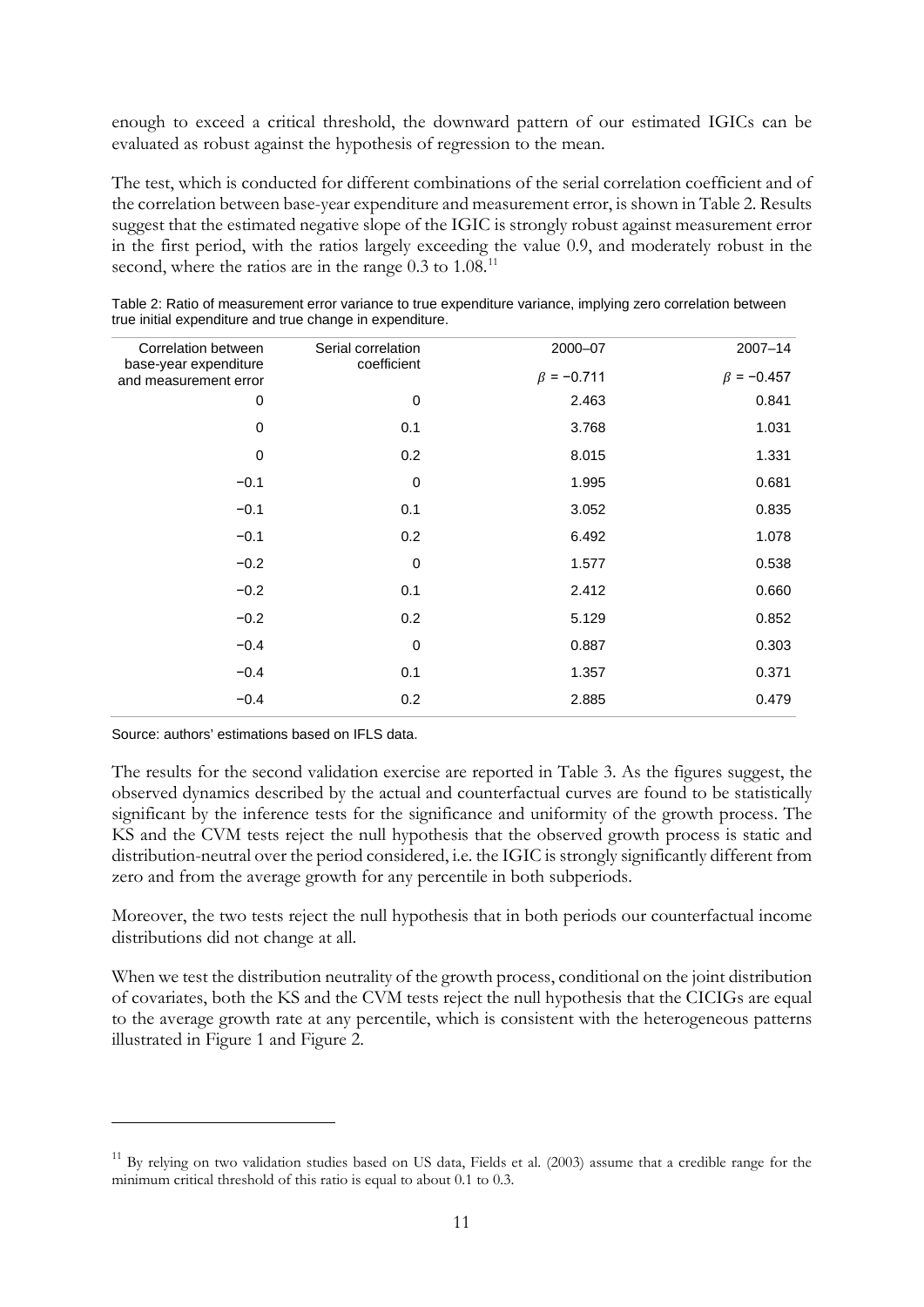enough to exceed a critical threshold, the downward pattern of our estimated IGICs can be evaluated as robust against the hypothesis of regression to the mean.

The test, which is conducted for different combinations of the serial correlation coefficient and of the correlation between base-year expenditure and measurement error, is shown in Table 2. Results suggest that the estimated negative slope of the IGIC is strongly robust against measurement error in the first period, with the ratios largely exceeding the value 0.9, and moderately robust in the second, where the ratios are in the range 0.3 to 1.08.[11]

Table 2: Ratio of measurement error variance to true expenditure variance, implying zero correlation between true initial expenditure and true change in expenditure.

| Correlation between base-year expenditure and measurement error | Serial correlation coefficient | 2000–07 | 2007–14 |
|---|---|---|---|
| | | $\beta = -0.711$ | $\beta = -0.457$ |
| 0 | 0 | 2.463 | 0.841 |
| 0 | 0.1 | 3.768 | 1.031 |
| 0 | 0.2 | 8.015 | 1.331 |
| −0.1 | 0 | 1.995 | 0.681 |
| −0.1 | 0.1 | 3.052 | 0.835 |
| −0.1 | 0.2 | 6.492 | 1.078 |
| −0.2 | 0 | 1.577 | 0.538 |
| −0.2 | 0.1 | 2.412 | 0.660 |
| −0.2 | 0.2 | 5.129 | 0.852 |
| −0.4 | 0 | 0.887 | 0.303 |
| −0.4 | 0.1 | 1.357 | 0.371 |
| −0.4 | 0.2 | 2.885 | 0.479 |

Source: authors' estimations based on IFLS data.

The results for the second validation exercise are reported in Table 3. As the figures suggest, the observed dynamics described by the actual and counterfactual curves are found to be statistically significant by the inference tests for the significance and uniformity of the growth process. The KS and the CVM tests reject the null hypothesis that the observed growth process is static and distribution-neutral over the period considered, i.e. the IGIC is strongly significantly different from zero and from the average growth for any percentile in both subperiods.

Moreover, the two tests reject the null hypothesis that in both periods our counterfactual income distributions did not change at all.

When we test the distribution neutrality of the growth process, conditional on the joint distribution of covariates, both the KS and the CVM tests reject the null hypothesis that the CICIGs are equal to the average growth rate at any percentile, which is consistent with the heterogeneous patterns illustrated in Figure 1 and Figure 2.

[11] By relying on two validation studies based on US data, Fields et al. (2003) assume that a credible range for the minimum critical threshold of this ratio is equal to about 0.1 to 0.3.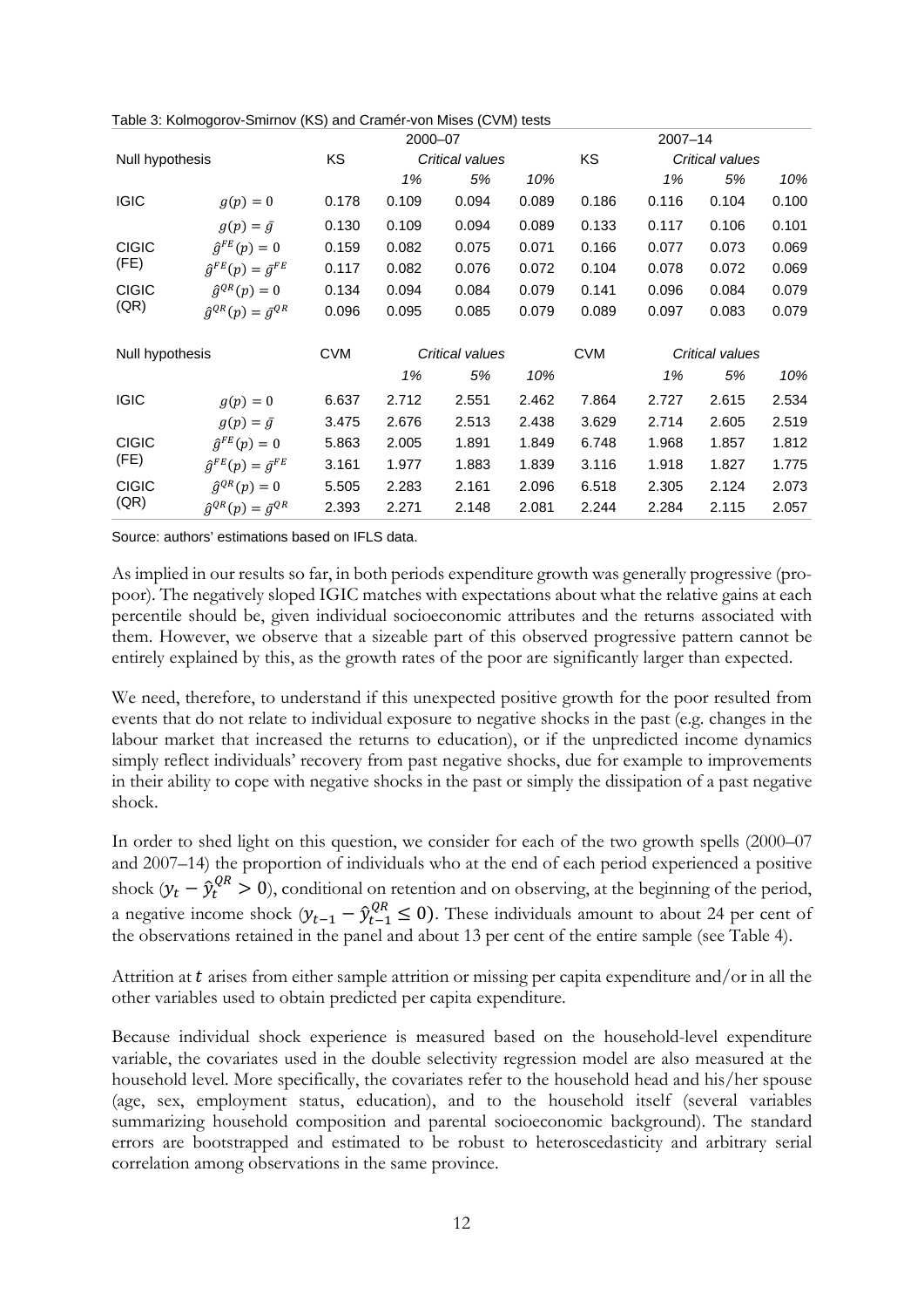Table 3: Kolmogorov-Smirnov (KS) and Cramér-von Mises (CVM) tests

| Null hypothesis | | 2000–07 | | | | 2007–14 | | | |
|---|---|---|---|---|---|---|---|---|---|
| | | KS | *Critical values* | | | KS | *Critical values* | | |
| | | | *1%* | *5%* | *10%* | | *1%* | *5%* | *10%* |
| IGIC | $g(p) = 0$ | 0.178 | 0.109 | 0.094 | 0.089 | 0.186 | 0.116 | 0.104 | 0.100 |
| | $g(p) = \bar{g}$ | 0.130 | 0.109 | 0.094 | 0.089 | 0.133 | 0.117 | 0.106 | 0.101 |
| CIGIC (FE) | $\hat{g}^{FE}(p) = 0$ | 0.159 | 0.082 | 0.075 | 0.071 | 0.166 | 0.077 | 0.073 | 0.069 |
| | $\hat{g}^{FE}(p) = \bar{g}^{FE}$ | 0.117 | 0.082 | 0.076 | 0.072 | 0.104 | 0.078 | 0.072 | 0.069 |
| CIGIC (QR) | $\hat{g}^{QR}(p) = 0$ | 0.134 | 0.094 | 0.084 | 0.079 | 0.141 | 0.096 | 0.084 | 0.079 |
| | $\hat{g}^{QR}(p) = \bar{g}^{QR}$ | 0.096 | 0.095 | 0.085 | 0.079 | 0.089 | 0.097 | 0.083 | 0.079 |
| Null hypothesis | | CVM | *Critical values* | | | CVM | *Critical values* | | |
| | | | *1%* | *5%* | *10%* | | *1%* | *5%* | *10%* |
| IGIC | $g(p) = 0$ | 6.637 | 2.712 | 2.551 | 2.462 | 7.864 | 2.727 | 2.615 | 2.534 |
| | $g(p) = \bar{g}$ | 3.475 | 2.676 | 2.513 | 2.438 | 3.629 | 2.714 | 2.605 | 2.519 |
| CIGIC (FE) | $\hat{g}^{FE}(p) = 0$ | 5.863 | 2.005 | 1.891 | 1.849 | 6.748 | 1.968 | 1.857 | 1.812 |
| | $\hat{g}^{FE}(p) = \bar{g}^{FE}$ | 3.161 | 1.977 | 1.883 | 1.839 | 3.116 | 1.918 | 1.827 | 1.775 |
| CIGIC (QR) | $\hat{g}^{QR}(p) = 0$ | 5.505 | 2.283 | 2.161 | 2.096 | 6.518 | 2.305 | 2.124 | 2.073 |
| | $\hat{g}^{QR}(p) = \bar{g}^{QR}$ | 2.393 | 2.271 | 2.148 | 2.081 | 2.244 | 2.284 | 2.115 | 2.057 |

Source: authors' estimations based on IFLS data.

As implied in our results so far, in both periods expenditure growth was generally progressive (pro-poor). The negatively sloped IGIC matches with expectations about what the relative gains at each percentile should be, given individual socioeconomic attributes and the returns associated with them. However, we observe that a sizeable part of this observed progressive pattern cannot be entirely explained by this, as the growth rates of the poor are significantly larger than expected.

We need, therefore, to understand if this unexpected positive growth for the poor resulted from events that do not relate to individual exposure to negative shocks in the past (e.g. changes in the labour market that increased the returns to education), or if the unpredicted income dynamics simply reflect individuals' recovery from past negative shocks, due for example to improvements in their ability to cope with negative shocks in the past or simply the dissipation of a past negative shock.

In order to shed light on this question, we consider for each of the two growth spells (2000–07 and 2007–14) the proportion of individuals who at the end of each period experienced a positive shock ($y_t - \hat{y}_t^{QR} > 0$), conditional on retention and on observing, at the beginning of the period, a negative income shock ($y_{t-1} - \hat{y}_{t-1}^{QR} \leq 0$). These individuals amount to about 24 per cent of the observations retained in the panel and about 13 per cent of the entire sample (see Table 4).

Attrition at $t$ arises from either sample attrition or missing per capita expenditure and/or in all the other variables used to obtain predicted per capita expenditure.

Because individual shock experience is measured based on the household-level expenditure variable, the covariates used in the double selectivity regression model are also measured at the household level. More specifically, the covariates refer to the household head and his/her spouse (age, sex, employment status, education), and to the household itself (several variables summarizing household composition and parental socioeconomic background). The standard errors are bootstrapped and estimated to be robust to heteroscedasticity and arbitrary serial correlation among observations in the same province.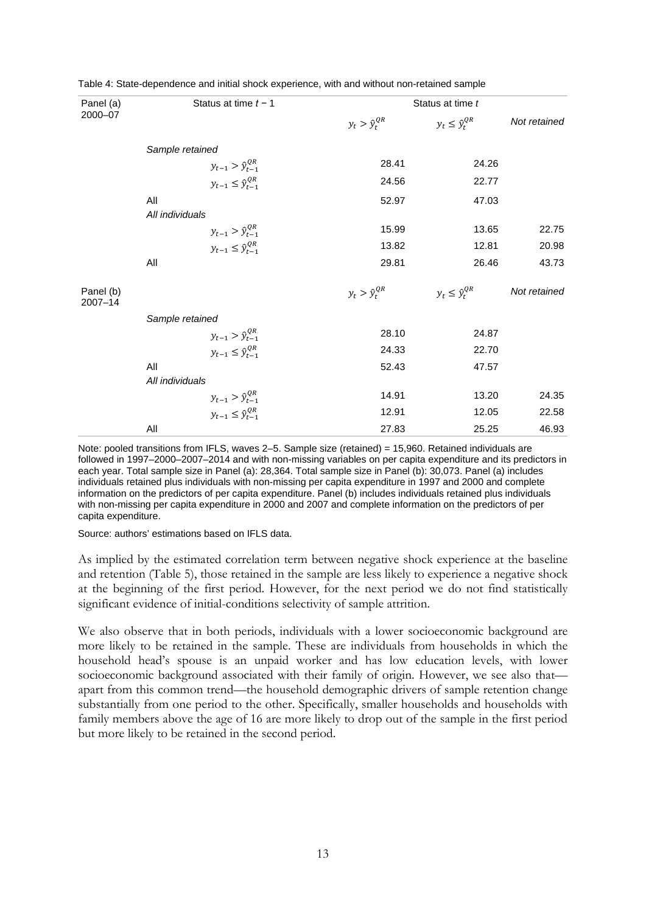Table 4: State-dependence and initial shock experience, with and without non-retained sample

| Panel (a) 2000–07 | Status at time *t* − 1 | Status at time *t* | | |
|---|---|---|---|---|
| | | $y_t > \hat{y}_t^{QR}$ | $y_t \leq \hat{y}_t^{QR}$ | *Not retained* |
| | *Sample retained* | | | |
| | $y_{t-1} > \hat{y}_{t-1}^{QR}$ | 28.41 | 24.26 | |
| | $y_{t-1} \leq \hat{y}_{t-1}^{QR}$ | 24.56 | 22.77 | |
| | All | 52.97 | 47.03 | |
| | *All individuals* | | | |
| | $y_{t-1} > \hat{y}_{t-1}^{QR}$ | 15.99 | 13.65 | 22.75 |
| | $y_{t-1} \leq \hat{y}_{t-1}^{QR}$ | 13.82 | 12.81 | 20.98 |
| | All | 29.81 | 26.46 | 43.73 |
| Panel (b) 2007–14 | | $y_t > \hat{y}_t^{QR}$ | $y_t \leq \hat{y}_t^{QR}$ | *Not retained* |
| | *Sample retained* | | | |
| | $y_{t-1} > \hat{y}_{t-1}^{QR}$ | 28.10 | 24.87 | |
| | $y_{t-1} \leq \hat{y}_{t-1}^{QR}$ | 24.33 | 22.70 | |
| | All | 52.43 | 47.57 | |
| | *All individuals* | | | |
| | $y_{t-1} > \hat{y}_{t-1}^{QR}$ | 14.91 | 13.20 | 24.35 |
| | $y_{t-1} \leq \hat{y}_{t-1}^{QR}$ | 12.91 | 12.05 | 22.58 |
| | All | 27.83 | 25.25 | 46.93 |

Note: pooled transitions from IFLS, waves 2–5. Sample size (retained) = 15,960. Retained individuals are followed in 1997–2000–2007–2014 and with non-missing variables on per capita expenditure and its predictors in each year. Total sample size in Panel (a): 28,364. Total sample size in Panel (b): 30,073. Panel (a) includes individuals retained plus individuals with non-missing per capita expenditure in 1997 and 2000 and complete information on the predictors of per capita expenditure. Panel (b) includes individuals retained plus individuals with non-missing per capita expenditure in 2000 and 2007 and complete information on the predictors of per capita expenditure.

Source: authors' estimations based on IFLS data.

As implied by the estimated correlation term between negative shock experience at the baseline and retention (Table 5), those retained in the sample are less likely to experience a negative shock at the beginning of the first period. However, for the next period we do not find statistically significant evidence of initial-conditions selectivity of sample attrition.

We also observe that in both periods, individuals with a lower socioeconomic background are more likely to be retained in the sample. These are individuals from households in which the household head's spouse is an unpaid worker and has low education levels, with lower socioeconomic background associated with their family of origin. However, we see also that—apart from this common trend—the household demographic drivers of sample retention change substantially from one period to the other. Specifically, smaller households and households with family members above the age of 16 are more likely to drop out of the sample in the first period but more likely to be retained in the second period.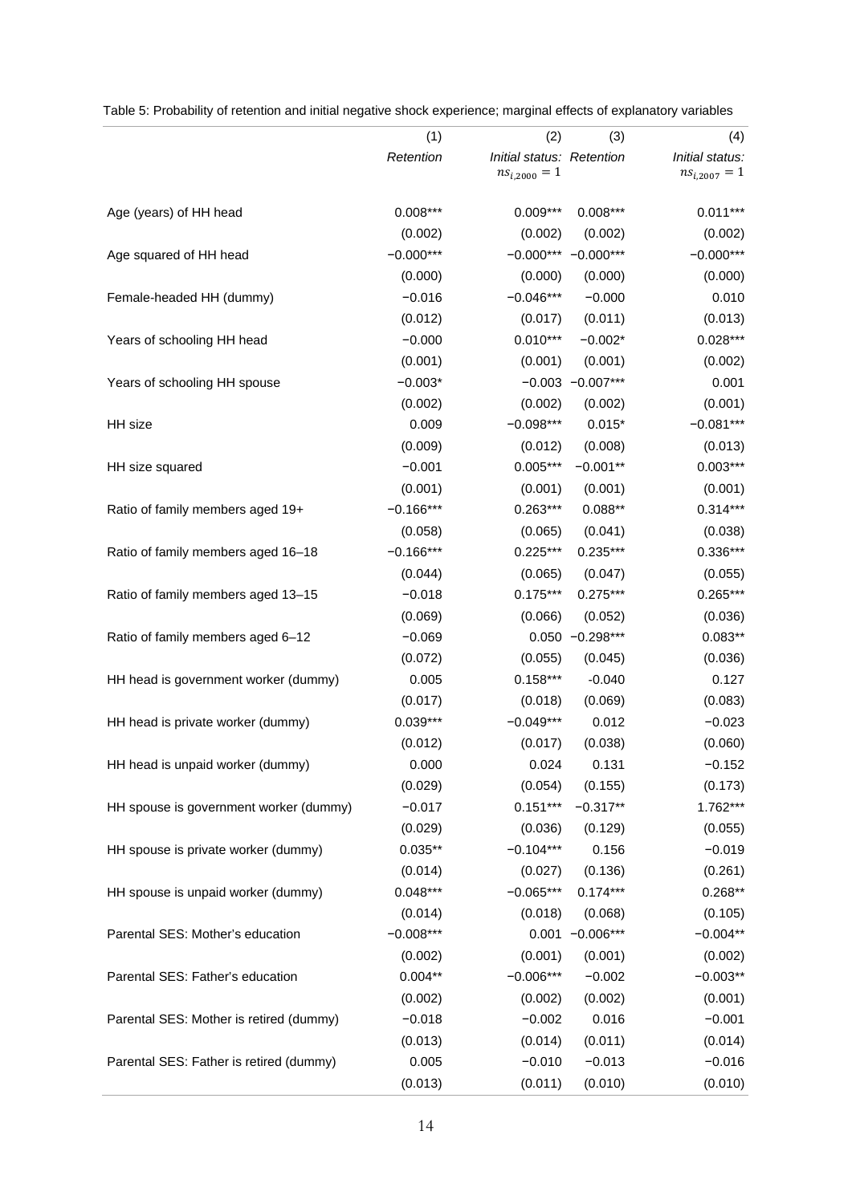Table 5: Probability of retention and initial negative shock experience; marginal effects of explanatory variables

| | (1) | (2) | (3) | (4) |
|---|---|---|---|---|
| | *Retention* | *Initial status:* $ns_{i,2000} = 1$ | *Retention* | *Initial status:* $ns_{i,2007} = 1$ |
| Age (years) of HH head | 0.008*** | 0.009*** | 0.008*** | 0.011*** |
| | (0.002) | (0.002) | (0.002) | (0.002) |
| Age squared of HH head | −0.000*** | −0.000*** | −0.000*** | −0.000*** |
| | (0.000) | (0.000) | (0.000) | (0.000) |
| Female-headed HH (dummy) | −0.016 | −0.046*** | −0.000 | 0.010 |
| | (0.012) | (0.017) | (0.011) | (0.013) |
| Years of schooling HH head | −0.000 | 0.010*** | −0.002* | 0.028*** |
| | (0.001) | (0.001) | (0.001) | (0.002) |
| Years of schooling HH spouse | −0.003* | −0.003 | −0.007*** | 0.001 |
| | (0.002) | (0.002) | (0.002) | (0.001) |
| HH size | 0.009 | −0.098*** | 0.015* | −0.081*** |
| | (0.009) | (0.012) | (0.008) | (0.013) |
| HH size squared | −0.001 | 0.005*** | −0.001** | 0.003*** |
| | (0.001) | (0.001) | (0.001) | (0.001) |
| Ratio of family members aged 19+ | −0.166*** | 0.263*** | 0.088** | 0.314*** |
| | (0.058) | (0.065) | (0.041) | (0.038) |
| Ratio of family members aged 16–18 | −0.166*** | 0.225*** | 0.235*** | 0.336*** |
| | (0.044) | (0.065) | (0.047) | (0.055) |
| Ratio of family members aged 13–15 | −0.018 | 0.175*** | 0.275*** | 0.265*** |
| | (0.069) | (0.066) | (0.052) | (0.036) |
| Ratio of family members aged 6–12 | −0.069 | 0.050 | −0.298*** | 0.083** |
| | (0.072) | (0.055) | (0.045) | (0.036) |
| HH head is government worker (dummy) | 0.005 | 0.158*** | -0.040 | 0.127 |
| | (0.017) | (0.018) | (0.069) | (0.083) |
| HH head is private worker (dummy) | 0.039*** | −0.049*** | 0.012 | −0.023 |
| | (0.012) | (0.017) | (0.038) | (0.060) |
| HH head is unpaid worker (dummy) | 0.000 | 0.024 | 0.131 | −0.152 |
| | (0.029) | (0.054) | (0.155) | (0.173) |
| HH spouse is government worker (dummy) | −0.017 | 0.151*** | −0.317** | 1.762*** |
| | (0.029) | (0.036) | (0.129) | (0.055) |
| HH spouse is private worker (dummy) | 0.035** | −0.104*** | 0.156 | −0.019 |
| | (0.014) | (0.027) | (0.136) | (0.261) |
| HH spouse is unpaid worker (dummy) | 0.048*** | −0.065*** | 0.174*** | 0.268** |
| | (0.014) | (0.018) | (0.068) | (0.105) |
| Parental SES: Mother's education | −0.008*** | 0.001 | −0.006*** | −0.004** |
| | (0.002) | (0.001) | (0.001) | (0.002) |
| Parental SES: Father's education | 0.004** | −0.006*** | −0.002 | −0.003** |
| | (0.002) | (0.002) | (0.002) | (0.001) |
| Parental SES: Mother is retired (dummy) | −0.018 | −0.002 | 0.016 | −0.001 |
| | (0.013) | (0.014) | (0.011) | (0.014) |
| Parental SES: Father is retired (dummy) | 0.005 | −0.010 | −0.013 | −0.016 |
| | (0.013) | (0.011) | (0.010) | (0.010) |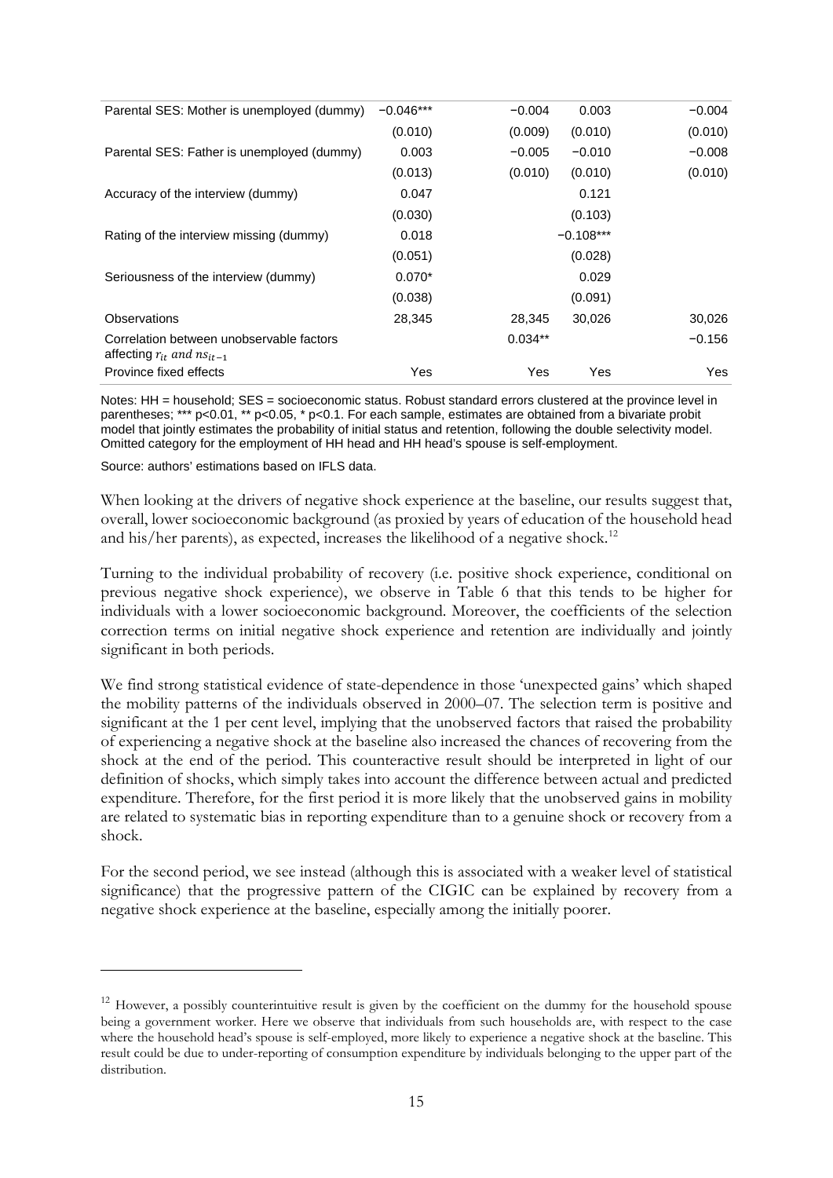| | | | | |
|---|---|---|---|---|
| Parental SES: Mother is unemployed (dummy) | −0.046*** | −0.004 | 0.003 | −0.004 |
| | (0.010) | (0.009) | (0.010) | (0.010) |
| Parental SES: Father is unemployed (dummy) | 0.003 | −0.005 | −0.010 | −0.008 |
| | (0.013) | (0.010) | (0.010) | (0.010) |
| Accuracy of the interview (dummy) | 0.047 | | 0.121 | |
| | (0.030) | | (0.103) | |
| Rating of the interview missing (dummy) | 0.018 | | −0.108*** | |
| | (0.051) | | (0.028) | |
| Seriousness of the interview (dummy) | 0.070* | | 0.029 | |
| | (0.038) | | (0.091) | |
| Observations | 28,345 | 28,345 | 30,026 | 30,026 |
| Correlation between unobservable factors affecting $r_{it}$ and $ns_{it-1}$ | | 0.034** | | −0.156 |
| Province fixed effects | Yes | Yes | Yes | Yes |

Notes: HH = household; SES = socioeconomic status. Robust standard errors clustered at the province level in parentheses; *** p<0.01, ** p<0.05, * p<0.1. For each sample, estimates are obtained from a bivariate probit model that jointly estimates the probability of initial status and retention, following the double selectivity model. Omitted category for the employment of HH head and HH head's spouse is self-employment.

Source: authors' estimations based on IFLS data.

When looking at the drivers of negative shock experience at the baseline, our results suggest that, overall, lower socioeconomic background (as proxied by years of education of the household head and his/her parents), as expected, increases the likelihood of a negative shock.[12]

Turning to the individual probability of recovery (i.e. positive shock experience, conditional on previous negative shock experience), we observe in Table 6 that this tends to be higher for individuals with a lower socioeconomic background. Moreover, the coefficients of the selection correction terms on initial negative shock experience and retention are individually and jointly significant in both periods.

We find strong statistical evidence of state-dependence in those 'unexpected gains' which shaped the mobility patterns of the individuals observed in 2000–07. The selection term is positive and significant at the 1 per cent level, implying that the unobserved factors that raised the probability of experiencing a negative shock at the baseline also increased the chances of recovering from the shock at the end of the period. This counteractive result should be interpreted in light of our definition of shocks, which simply takes into account the difference between actual and predicted expenditure. Therefore, for the first period it is more likely that the unobserved gains in mobility are related to systematic bias in reporting expenditure than to a genuine shock or recovery from a shock.

For the second period, we see instead (although this is associated with a weaker level of statistical significance) that the progressive pattern of the CIGIC can be explained by recovery from a negative shock experience at the baseline, especially among the initially poorer.

[12] However, a possibly counterintuitive result is given by the coefficient on the dummy for the household spouse being a government worker. Here we observe that individuals from such households are, with respect to the case where the household head's spouse is self-employed, more likely to experience a negative shock at the baseline. This result could be due to under-reporting of consumption expenditure by individuals belonging to the upper part of the distribution.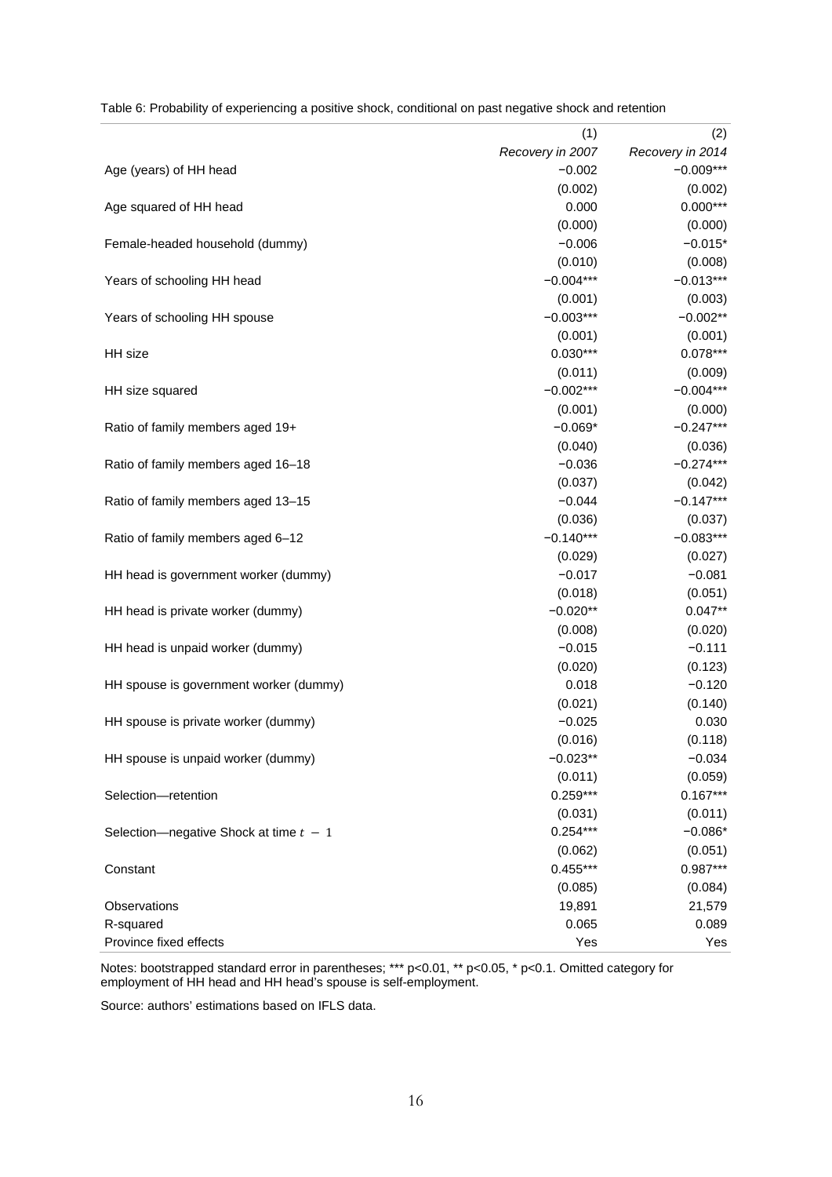Table 6: Probability of experiencing a positive shock, conditional on past negative shock and retention

| | (1) | (2) |
|---|---|---|
| | *Recovery in 2007* | *Recovery in 2014* |
| Age (years) of HH head | −0.002 | −0.009*** |
| | (0.002) | (0.002) |
| Age squared of HH head | 0.000 | 0.000*** |
| | (0.000) | (0.000) |
| Female-headed household (dummy) | −0.006 | −0.015* |
| | (0.010) | (0.008) |
| Years of schooling HH head | −0.004*** | −0.013*** |
| | (0.001) | (0.003) |
| Years of schooling HH spouse | −0.003*** | −0.002** |
| | (0.001) | (0.001) |
| HH size | 0.030*** | 0.078*** |
| | (0.011) | (0.009) |
| HH size squared | −0.002*** | −0.004*** |
| | (0.001) | (0.000) |
| Ratio of family members aged 19+ | −0.069* | −0.247*** |
| | (0.040) | (0.036) |
| Ratio of family members aged 16–18 | −0.036 | −0.274*** |
| | (0.037) | (0.042) |
| Ratio of family members aged 13–15 | −0.044 | −0.147*** |
| | (0.036) | (0.037) |
| Ratio of family members aged 6–12 | −0.140*** | −0.083*** |
| | (0.029) | (0.027) |
| HH head is government worker (dummy) | −0.017 | −0.081 |
| | (0.018) | (0.051) |
| HH head is private worker (dummy) | −0.020** | 0.047** |
| | (0.008) | (0.020) |
| HH head is unpaid worker (dummy) | −0.015 | −0.111 |
| | (0.020) | (0.123) |
| HH spouse is government worker (dummy) | 0.018 | −0.120 |
| | (0.021) | (0.140) |
| HH spouse is private worker (dummy) | −0.025 | 0.030 |
| | (0.016) | (0.118) |
| HH spouse is unpaid worker (dummy) | −0.023** | −0.034 |
| | (0.011) | (0.059) |
| Selection—retention | 0.259*** | 0.167*** |
| | (0.031) | (0.011) |
| Selection—negative Shock at time $t - 1$ | 0.254*** | −0.086* |
| | (0.062) | (0.051) |
| Constant | 0.455*** | 0.987*** |
| | (0.085) | (0.084) |
| Observations | 19,891 | 21,579 |
| R-squared | 0.065 | 0.089 |
| Province fixed effects | Yes | Yes |

Notes: bootstrapped standard error in parentheses; *** p<0.01, ** p<0.05, * p<0.1. Omitted category for employment of HH head and HH head's spouse is self-employment.

Source: authors' estimations based on IFLS data.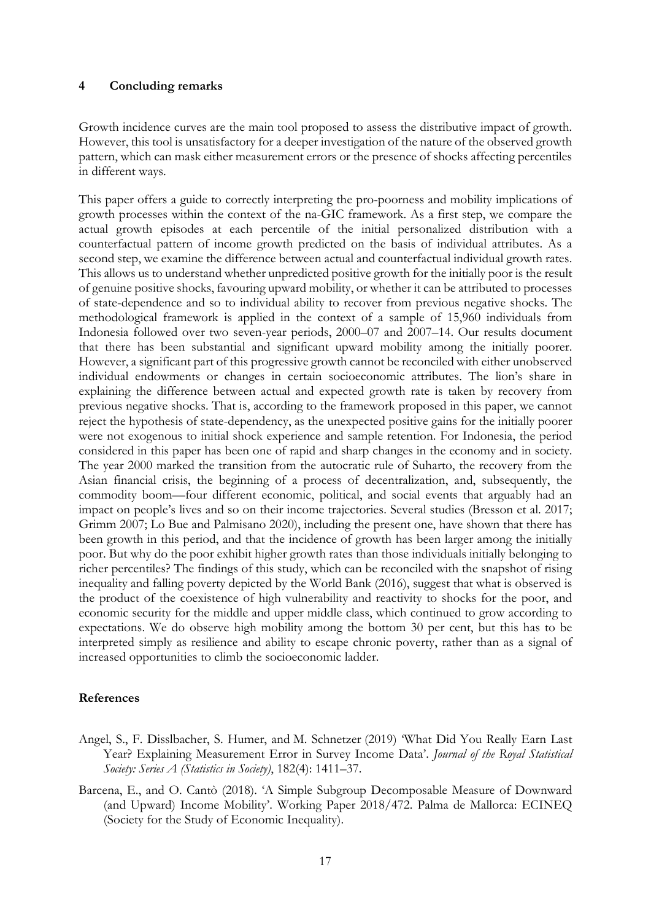## 4 Concluding remarks

Growth incidence curves are the main tool proposed to assess the distributive impact of growth. However, this tool is unsatisfactory for a deeper investigation of the nature of the observed growth pattern, which can mask either measurement errors or the presence of shocks affecting percentiles in different ways.

This paper offers a guide to correctly interpreting the pro-poorness and mobility implications of growth processes within the context of the na-GIC framework. As a first step, we compare the actual growth episodes at each percentile of the initial personalized distribution with a counterfactual pattern of income growth predicted on the basis of individual attributes. As a second step, we examine the difference between actual and counterfactual individual growth rates. This allows us to understand whether unpredicted positive growth for the initially poor is the result of genuine positive shocks, favouring upward mobility, or whether it can be attributed to processes of state-dependence and so to individual ability to recover from previous negative shocks. The methodological framework is applied in the context of a sample of 15,960 individuals from Indonesia followed over two seven-year periods, 2000–07 and 2007–14. Our results document that there has been substantial and significant upward mobility among the initially poorer. However, a significant part of this progressive growth cannot be reconciled with either unobserved individual endowments or changes in certain socioeconomic attributes. The lion's share in explaining the difference between actual and expected growth rate is taken by recovery from previous negative shocks. That is, according to the framework proposed in this paper, we cannot reject the hypothesis of state-dependency, as the unexpected positive gains for the initially poorer were not exogenous to initial shock experience and sample retention. For Indonesia, the period considered in this paper has been one of rapid and sharp changes in the economy and in society. The year 2000 marked the transition from the autocratic rule of Suharto, the recovery from the Asian financial crisis, the beginning of a process of decentralization, and, subsequently, the commodity boom—four different economic, political, and social events that arguably had an impact on people's lives and so on their income trajectories. Several studies (Bresson et al. 2017; Grimm 2007; Lo Bue and Palmisano 2020), including the present one, have shown that there has been growth in this period, and that the incidence of growth has been larger among the initially poor. But why do the poor exhibit higher growth rates than those individuals initially belonging to richer percentiles? The findings of this study, which can be reconciled with the snapshot of rising inequality and falling poverty depicted by the World Bank (2016), suggest that what is observed is the product of the coexistence of high vulnerability and reactivity to shocks for the poor, and economic security for the middle and upper middle class, which continued to grow according to expectations. We do observe high mobility among the bottom 30 per cent, but this has to be interpreted simply as resilience and ability to escape chronic poverty, rather than as a signal of increased opportunities to climb the socioeconomic ladder.

## References

Angel, S., F. Disslbacher, S. Humer, and M. Schnetzer (2019) 'What Did You Really Earn Last Year? Explaining Measurement Error in Survey Income Data'. *Journal of the Royal Statistical Society: Series A (Statistics in Society)*, 182(4): 1411–37.

Barcena, E., and O. Cantò (2018). 'A Simple Subgroup Decomposable Measure of Downward (and Upward) Income Mobility'. Working Paper 2018/472. Palma de Mallorca: ECINEQ (Society for the Study of Economic Inequality).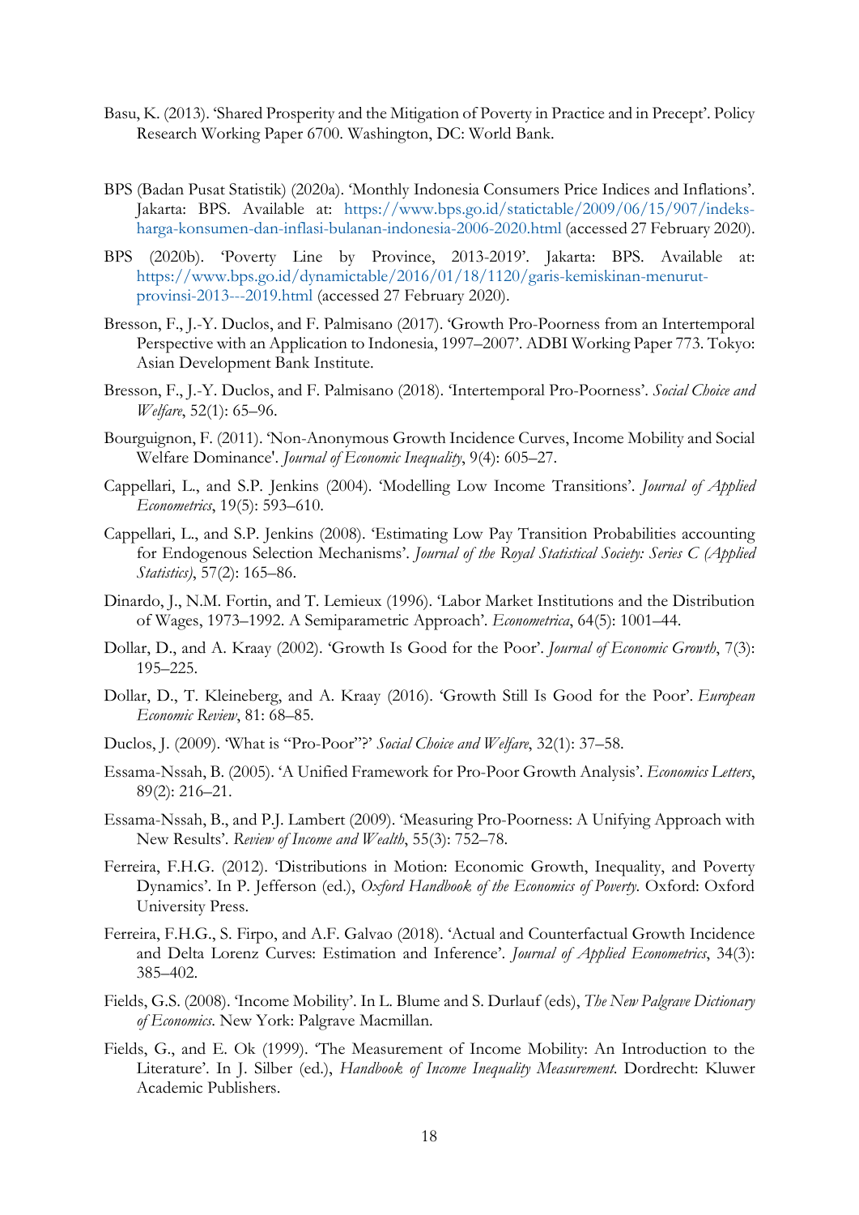Basu, K. (2013). 'Shared Prosperity and the Mitigation of Poverty in Practice and in Precept'. Policy Research Working Paper 6700. Washington, DC: World Bank.

BPS (Badan Pusat Statistik) (2020a). 'Monthly Indonesia Consumers Price Indices and Inflations'. Jakarta: BPS. Available at: https://www.bps.go.id/statictable/2009/06/15/907/indeks-harga-konsumen-dan-inflasi-bulanan-indonesia-2006-2020.html (accessed 27 February 2020).

BPS (2020b). 'Poverty Line by Province, 2013-2019'. Jakarta: BPS. Available at: https://www.bps.go.id/dynamictable/2016/01/18/1120/garis-kemiskinan-menurut-provinsi-2013---2019.html (accessed 27 February 2020).

Bresson, F., J.-Y. Duclos, and F. Palmisano (2017). 'Growth Pro-Poorness from an Intertemporal Perspective with an Application to Indonesia, 1997–2007'. ADBI Working Paper 773. Tokyo: Asian Development Bank Institute.

Bresson, F., J.-Y. Duclos, and F. Palmisano (2018). 'Intertemporal Pro-Poorness'. *Social Choice and Welfare*, 52(1): 65–96.

Bourguignon, F. (2011). 'Non-Anonymous Growth Incidence Curves, Income Mobility and Social Welfare Dominance'. *Journal of Economic Inequality*, 9(4): 605–27.

Cappellari, L., and S.P. Jenkins (2004). 'Modelling Low Income Transitions'. *Journal of Applied Econometrics*, 19(5): 593–610.

Cappellari, L., and S.P. Jenkins (2008). 'Estimating Low Pay Transition Probabilities accounting for Endogenous Selection Mechanisms'. *Journal of the Royal Statistical Society: Series C (Applied Statistics)*, 57(2): 165–86.

Dinardo, J., N.M. Fortin, and T. Lemieux (1996). 'Labor Market Institutions and the Distribution of Wages, 1973–1992. A Semiparametric Approach'. *Econometrica*, 64(5): 1001–44.

Dollar, D., and A. Kraay (2002). 'Growth Is Good for the Poor'. *Journal of Economic Growth*, 7(3): 195–225.

Dollar, D., T. Kleineberg, and A. Kraay (2016). 'Growth Still Is Good for the Poor'. *European Economic Review*, 81: 68–85.

Duclos, J. (2009). 'What is "Pro-Poor"?' *Social Choice and Welfare*, 32(1): 37–58.

Essama-Nssah, B. (2005). 'A Unified Framework for Pro-Poor Growth Analysis'. *Economics Letters*, 89(2): 216–21.

Essama-Nssah, B., and P.J. Lambert (2009). 'Measuring Pro-Poorness: A Unifying Approach with New Results'. *Review of Income and Wealth*, 55(3): 752–78.

Ferreira, F.H.G. (2012). 'Distributions in Motion: Economic Growth, Inequality, and Poverty Dynamics'. In P. Jefferson (ed.), *Oxford Handbook of the Economics of Poverty*. Oxford: Oxford University Press.

Ferreira, F.H.G., S. Firpo, and A.F. Galvao (2018). 'Actual and Counterfactual Growth Incidence and Delta Lorenz Curves: Estimation and Inference'. *Journal of Applied Econometrics*, 34(3): 385–402.

Fields, G.S. (2008). 'Income Mobility'. In L. Blume and S. Durlauf (eds), *The New Palgrave Dictionary of Economics*. New York: Palgrave Macmillan.

Fields, G., and E. Ok (1999). 'The Measurement of Income Mobility: An Introduction to the Literature'. In J. Silber (ed.), *Handbook of Income Inequality Measurement*. Dordrecht: Kluwer Academic Publishers.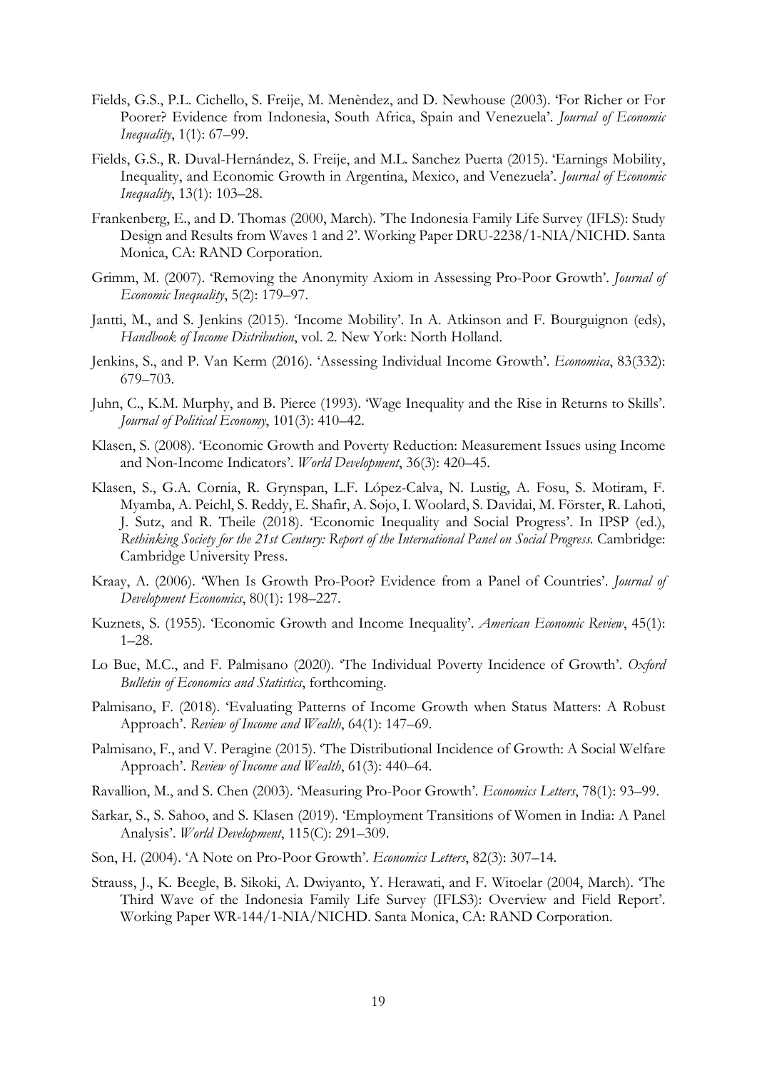Fields, G.S., P.L. Cichello, S. Freije, M. Menèndez, and D. Newhouse (2003). 'For Richer or For Poorer? Evidence from Indonesia, South Africa, Spain and Venezuela'. *Journal of Economic Inequality*, 1(1): 67–99.

Fields, G.S., R. Duval-Hernández, S. Freije, and M.L. Sanchez Puerta (2015). 'Earnings Mobility, Inequality, and Economic Growth in Argentina, Mexico, and Venezuela'. *Journal of Economic Inequality*, 13(1): 103–28.

Frankenberg, E., and D. Thomas (2000, March). 'The Indonesia Family Life Survey (IFLS): Study Design and Results from Waves 1 and 2'. Working Paper DRU-2238/1-NIA/NICHD. Santa Monica, CA: RAND Corporation.

Grimm, M. (2007). 'Removing the Anonymity Axiom in Assessing Pro-Poor Growth'. *Journal of Economic Inequality*, 5(2): 179–97.

Jantti, M., and S. Jenkins (2015). 'Income Mobility'. In A. Atkinson and F. Bourguignon (eds), *Handbook of Income Distribution*, vol. 2. New York: North Holland.

Jenkins, S., and P. Van Kerm (2016). 'Assessing Individual Income Growth'. *Economica*, 83(332): 679–703.

Juhn, C., K.M. Murphy, and B. Pierce (1993). 'Wage Inequality and the Rise in Returns to Skills'. *Journal of Political Economy*, 101(3): 410–42.

Klasen, S. (2008). 'Economic Growth and Poverty Reduction: Measurement Issues using Income and Non-Income Indicators'. *World Development*, 36(3): 420–45.

Klasen, S., G.A. Cornia, R. Grynspan, L.F. López-Calva, N. Lustig, A. Fosu, S. Motiram, F. Myamba, A. Peichl, S. Reddy, E. Shafir, A. Sojo, I. Woolard, S. Davidai, M. Förster, R. Lahoti, J. Sutz, and R. Theile (2018). 'Economic Inequality and Social Progress'. In IPSP (ed.), *Rethinking Society for the 21st Century: Report of the International Panel on Social Progress*. Cambridge: Cambridge University Press.

Kraay, A. (2006). 'When Is Growth Pro-Poor? Evidence from a Panel of Countries'. *Journal of Development Economics*, 80(1): 198–227.

Kuznets, S. (1955). 'Economic Growth and Income Inequality'. *American Economic Review*, 45(1): 1–28.

Lo Bue, M.C., and F. Palmisano (2020). 'The Individual Poverty Incidence of Growth'. *Oxford Bulletin of Economics and Statistics*, forthcoming.

Palmisano, F. (2018). 'Evaluating Patterns of Income Growth when Status Matters: A Robust Approach'. *Review of Income and Wealth*, 64(1): 147–69.

Palmisano, F., and V. Peragine (2015). 'The Distributional Incidence of Growth: A Social Welfare Approach'. *Review of Income and Wealth*, 61(3): 440–64.

Ravallion, M., and S. Chen (2003). 'Measuring Pro-Poor Growth'. *Economics Letters*, 78(1): 93–99.

Sarkar, S., S. Sahoo, and S. Klasen (2019). 'Employment Transitions of Women in India: A Panel Analysis'. *World Development*, 115(C): 291–309.

Son, H. (2004). 'A Note on Pro-Poor Growth'. *Economics Letters*, 82(3): 307–14.

Strauss, J., K. Beegle, B. Sikoki, A. Dwiyanto, Y. Herawati, and F. Witoelar (2004, March). 'The Third Wave of the Indonesia Family Life Survey (IFLS3): Overview and Field Report'. Working Paper WR-144/1-NIA/NICHD. Santa Monica, CA: RAND Corporation.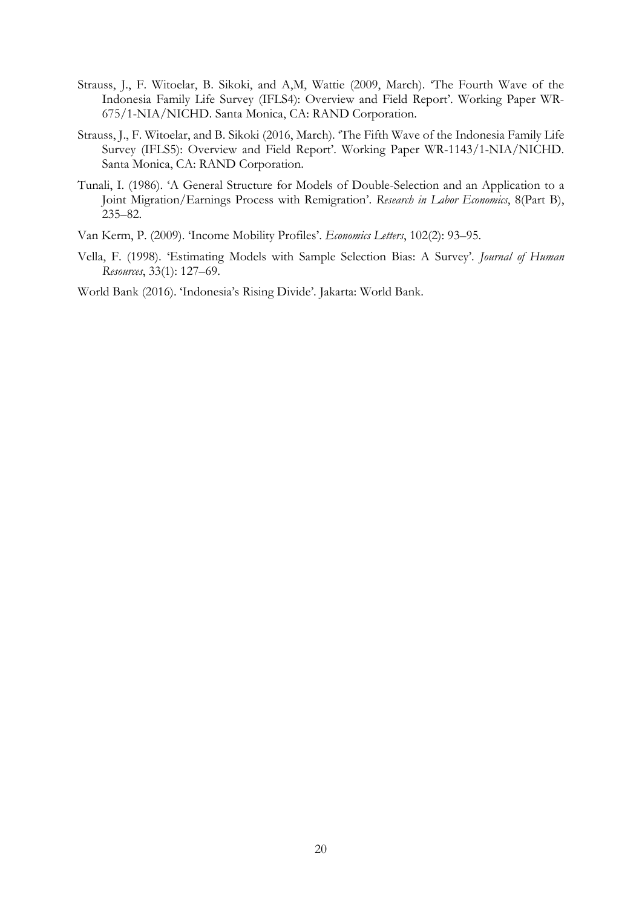Strauss, J., F. Witoelar, B. Sikoki, and A,M, Wattie (2009, March). 'The Fourth Wave of the Indonesia Family Life Survey (IFLS4): Overview and Field Report'. Working Paper WR-675/1-NIA/NICHD. Santa Monica, CA: RAND Corporation.

Strauss, J., F. Witoelar, and B. Sikoki (2016, March). 'The Fifth Wave of the Indonesia Family Life Survey (IFLS5): Overview and Field Report'. Working Paper WR-1143/1-NIA/NICHD. Santa Monica, CA: RAND Corporation.

Tunali, I. (1986). 'A General Structure for Models of Double-Selection and an Application to a Joint Migration/Earnings Process with Remigration'. *Research in Labor Economics*, 8(Part B), 235–82.

Van Kerm, P. (2009). 'Income Mobility Profiles'. *Economics Letters*, 102(2): 93–95.

Vella, F. (1998). 'Estimating Models with Sample Selection Bias: A Survey'. *Journal of Human Resources*, 33(1): 127–69.

World Bank (2016). 'Indonesia's Rising Divide'. Jakarta: World Bank.